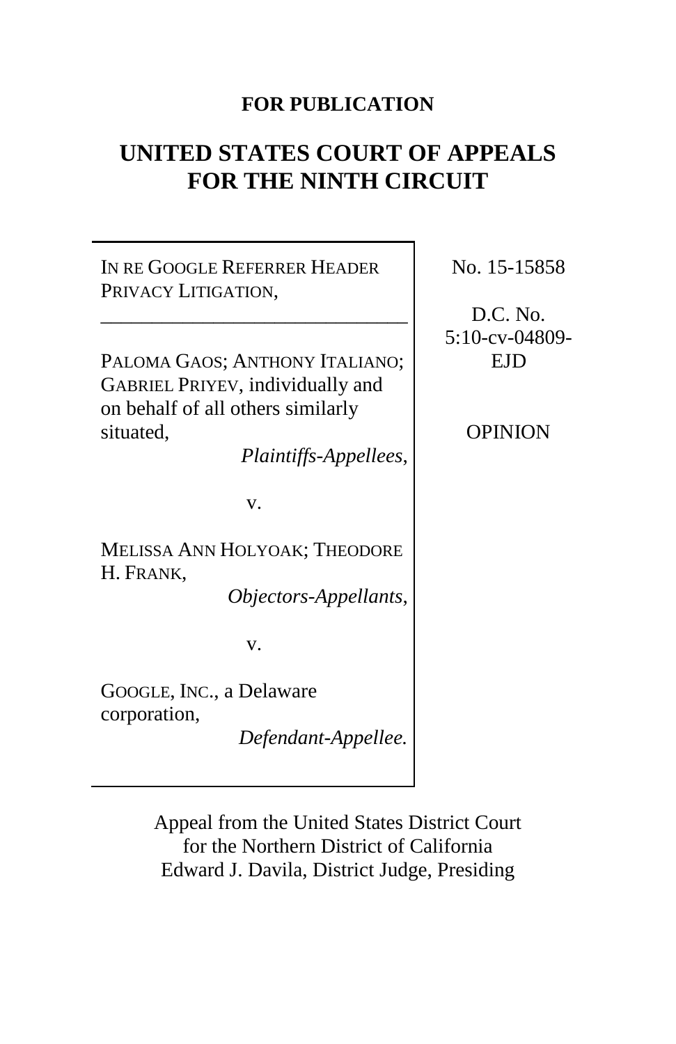**FOR PUBLICATION**

# UNITED STATES COURT OF APPEALS FOR THE NINTH CIRCUIT

IN RE GOOGLE REFERRER HEADER PRIVACY LITIGATION,

---

PALOMA GAOS; ANTHONY ITALIANO; GABRIEL PRIYEV, individually and on behalf of all others similarly situated,

*Plaintiffs-Appellees*,

v.

MELISSA ANN HOLYOAK; THEODORE H. FRANK,

*Objectors-Appellants*,

v.

GOOGLE, INC., a Delaware corporation,

*Defendant-Appellee.*

No. 15-15858

D.C. No. 5:10-cv-04809-EJD

OPINION

Appeal from the United States District Court for the Northern District of California
Edward J. Davila, District Judge, Presiding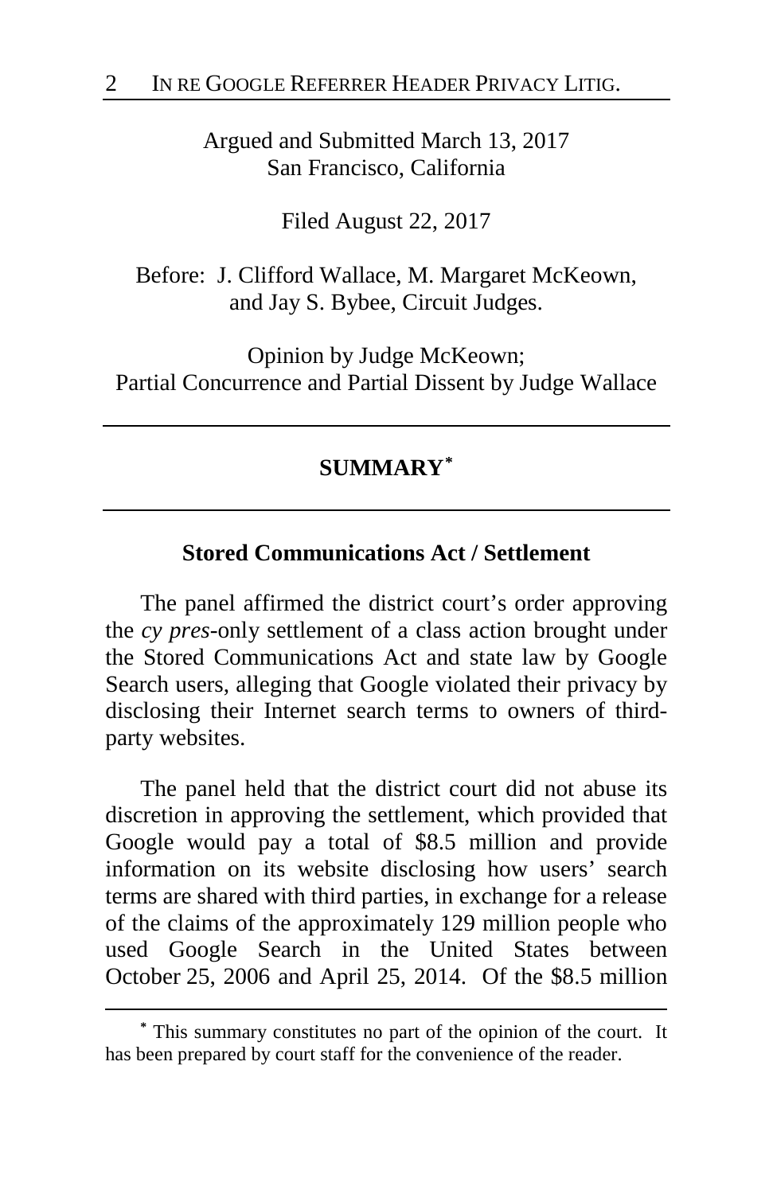Argued and Submitted March 13, 2017
San Francisco, California

Filed August 22, 2017

Before: J. Clifford Wallace, M. Margaret McKeown, and Jay S. Bybee, Circuit Judges.

Opinion by Judge McKeown;
Partial Concurrence and Partial Dissent by Judge Wallace

---

## SUMMARY[*]

---

### Stored Communications Act / Settlement

The panel affirmed the district court's order approving the *cy pres*-only settlement of a class action brought under the Stored Communications Act and state law by Google Search users, alleging that Google violated their privacy by disclosing their Internet search terms to owners of third-party websites.

The panel held that the district court did not abuse its discretion in approving the settlement, which provided that Google would pay a total of $8.5 million and provide information on its website disclosing how users' search terms are shared with third parties, in exchange for a release of the claims of the approximately 129 million people who used Google Search in the United States between October 25, 2006 and April 25, 2014. Of the $8.5 million

---

[*] This summary constitutes no part of the opinion of the court. It has been prepared by court staff for the convenience of the reader.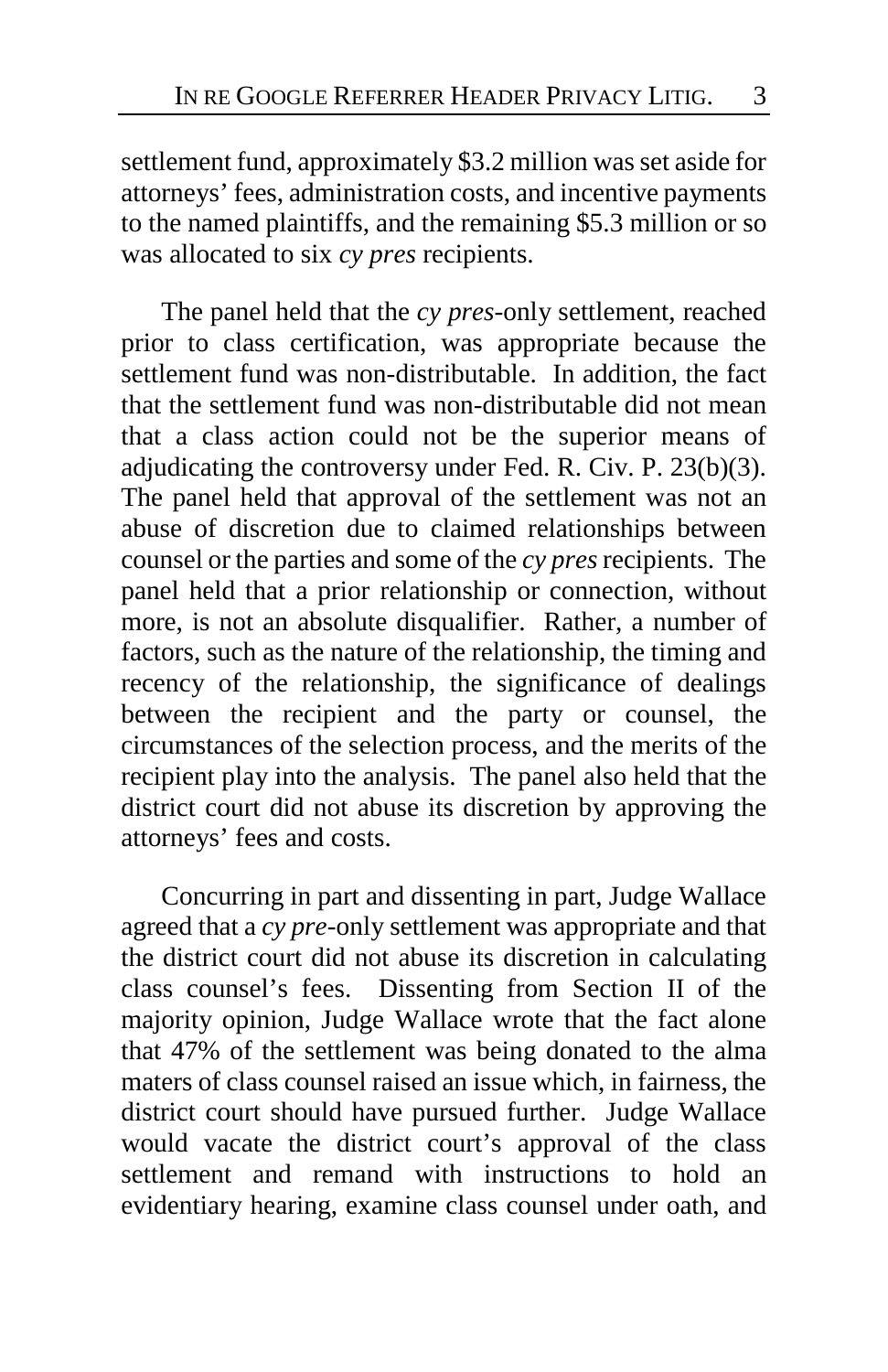settlement fund, approximately $3.2 million was set aside for attorneys' fees, administration costs, and incentive payments to the named plaintiffs, and the remaining $5.3 million or so was allocated to six *cy pres* recipients.

The panel held that the *cy pres*-only settlement, reached prior to class certification, was appropriate because the settlement fund was non-distributable. In addition, the fact that the settlement fund was non-distributable did not mean that a class action could not be the superior means of adjudicating the controversy under Fed. R. Civ. P. 23(b)(3). The panel held that approval of the settlement was not an abuse of discretion due to claimed relationships between counsel or the parties and some of the *cy pres* recipients. The panel held that a prior relationship or connection, without more, is not an absolute disqualifier. Rather, a number of factors, such as the nature of the relationship, the timing and recency of the relationship, the significance of dealings between the recipient and the party or counsel, the circumstances of the selection process, and the merits of the recipient play into the analysis. The panel also held that the district court did not abuse its discretion by approving the attorneys' fees and costs.

Concurring in part and dissenting in part, Judge Wallace agreed that a *cy pre*-only settlement was appropriate and that the district court did not abuse its discretion in calculating class counsel's fees. Dissenting from Section II of the majority opinion, Judge Wallace wrote that the fact alone that 47% of the settlement was being donated to the alma maters of class counsel raised an issue which, in fairness, the district court should have pursued further. Judge Wallace would vacate the district court's approval of the class settlement and remand with instructions to hold an evidentiary hearing, examine class counsel under oath, and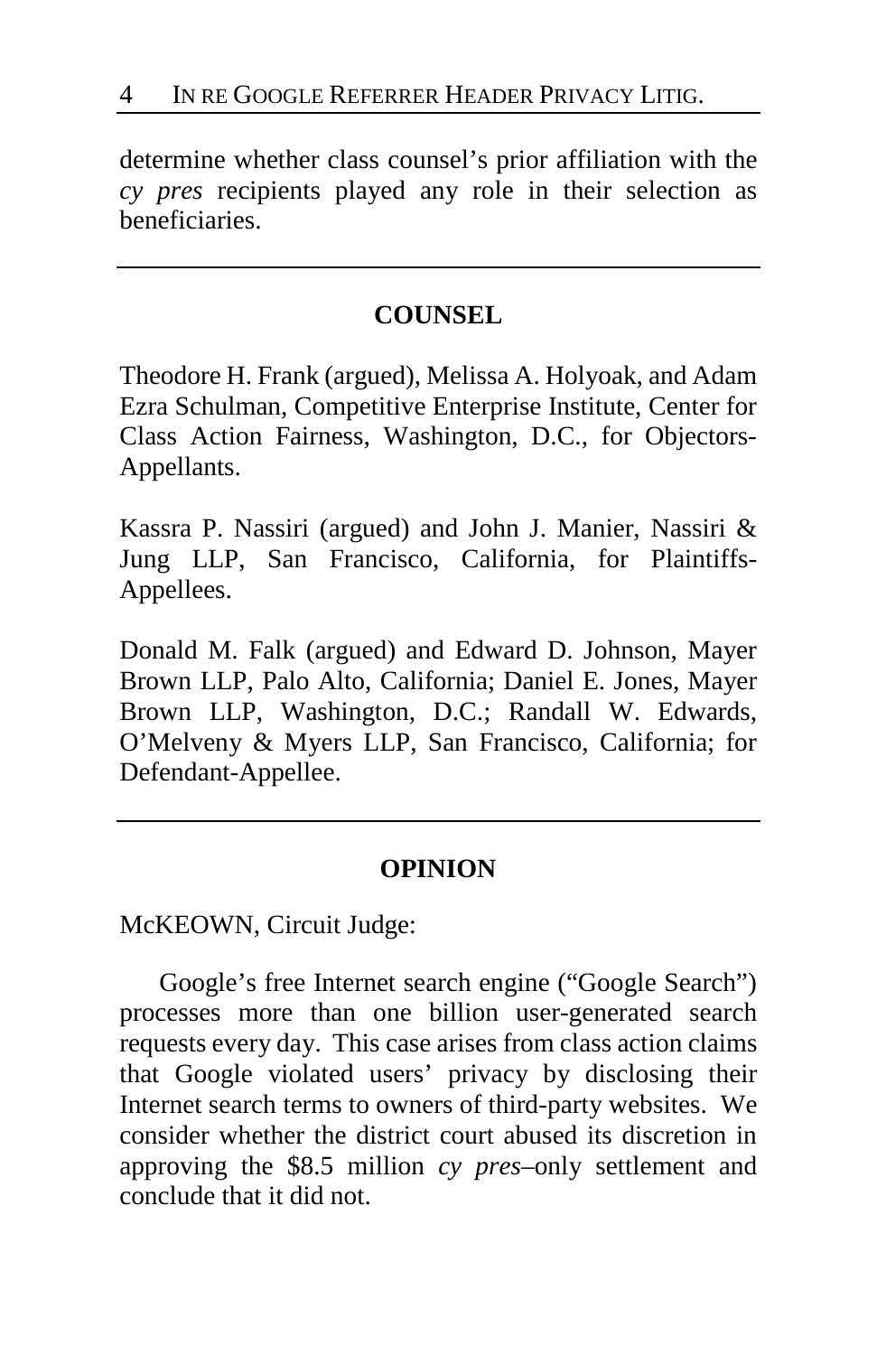determine whether class counsel's prior affiliation with the *cy pres* recipients played any role in their selection as beneficiaries.

---

## COUNSEL

Theodore H. Frank (argued), Melissa A. Holyoak, and Adam Ezra Schulman, Competitive Enterprise Institute, Center for Class Action Fairness, Washington, D.C., for Objectors-Appellants.

Kassra P. Nassiri (argued) and John J. Manier, Nassiri & Jung LLP, San Francisco, California, for Plaintiffs-Appellees.

Donald M. Falk (argued) and Edward D. Johnson, Mayer Brown LLP, Palo Alto, California; Daniel E. Jones, Mayer Brown LLP, Washington, D.C.; Randall W. Edwards, O'Melveny & Myers LLP, San Francisco, California; for Defendant-Appellee.

---

## OPINION

McKEOWN, Circuit Judge:

Google's free Internet search engine ("Google Search") processes more than one billion user-generated search requests every day. This case arises from class action claims that Google violated users' privacy by disclosing their Internet search terms to owners of third-party websites. We consider whether the district court abused its discretion in approving the $8.5 million *cy pres*–only settlement and conclude that it did not.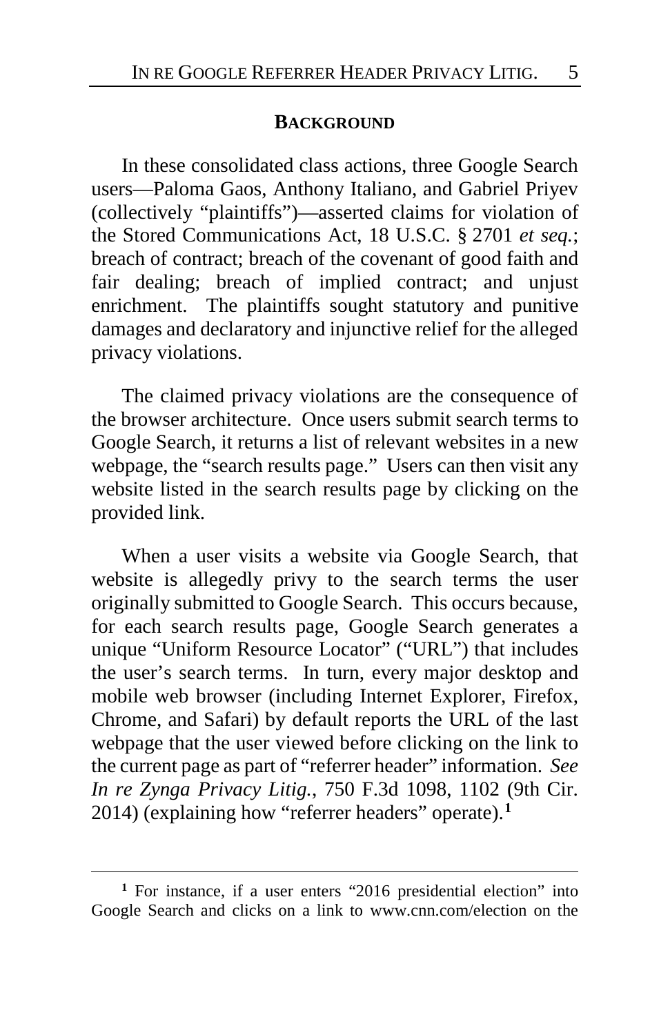## BACKGROUND

In these consolidated class actions, three Google Search users—Paloma Gaos, Anthony Italiano, and Gabriel Priyev (collectively "plaintiffs")—asserted claims for violation of the Stored Communications Act, 18 U.S.C. § 2701 *et seq.*; breach of contract; breach of the covenant of good faith and fair dealing; breach of implied contract; and unjust enrichment. The plaintiffs sought statutory and punitive damages and declaratory and injunctive relief for the alleged privacy violations.

The claimed privacy violations are the consequence of the browser architecture. Once users submit search terms to Google Search, it returns a list of relevant websites in a new webpage, the "search results page." Users can then visit any website listed in the search results page by clicking on the provided link.

When a user visits a website via Google Search, that website is allegedly privy to the search terms the user originally submitted to Google Search. This occurs because, for each search results page, Google Search generates a unique "Uniform Resource Locator" ("URL") that includes the user's search terms. In turn, every major desktop and mobile web browser (including Internet Explorer, Firefox, Chrome, and Safari) by default reports the URL of the last webpage that the user viewed before clicking on the link to the current page as part of "referrer header" information. *See In re Zynga Privacy Litig.*, 750 F.3d 1098, 1102 (9th Cir. 2014) (explaining how "referrer headers" operate).[1]

---

[1] For instance, if a user enters "2016 presidential election" into Google Search and clicks on a link to www.cnn.com/election on the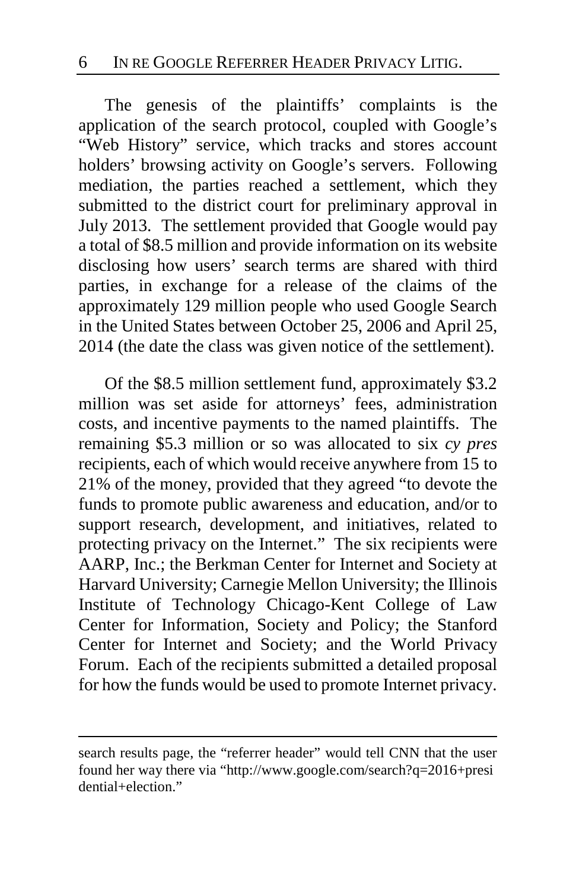The genesis of the plaintiffs' complaints is the application of the search protocol, coupled with Google's "Web History" service, which tracks and stores account holders' browsing activity on Google's servers. Following mediation, the parties reached a settlement, which they submitted to the district court for preliminary approval in July 2013. The settlement provided that Google would pay a total of $8.5 million and provide information on its website disclosing how users' search terms are shared with third parties, in exchange for a release of the claims of the approximately 129 million people who used Google Search in the United States between October 25, 2006 and April 25, 2014 (the date the class was given notice of the settlement).

Of the $8.5 million settlement fund, approximately $3.2 million was set aside for attorneys' fees, administration costs, and incentive payments to the named plaintiffs. The remaining $5.3 million or so was allocated to six *cy pres* recipients, each of which would receive anywhere from 15 to 21% of the money, provided that they agreed "to devote the funds to promote public awareness and education, and/or to support research, development, and initiatives, related to protecting privacy on the Internet." The six recipients were AARP, Inc.; the Berkman Center for Internet and Society at Harvard University; Carnegie Mellon University; the Illinois Institute of Technology Chicago-Kent College of Law Center for Information, Society and Policy; the Stanford Center for Internet and Society; and the World Privacy Forum. Each of the recipients submitted a detailed proposal for how the funds would be used to promote Internet privacy.

---

search results page, the "referrer header" would tell CNN that the user found her way there via "http://www.google.com/search?q=2016+presidential+election."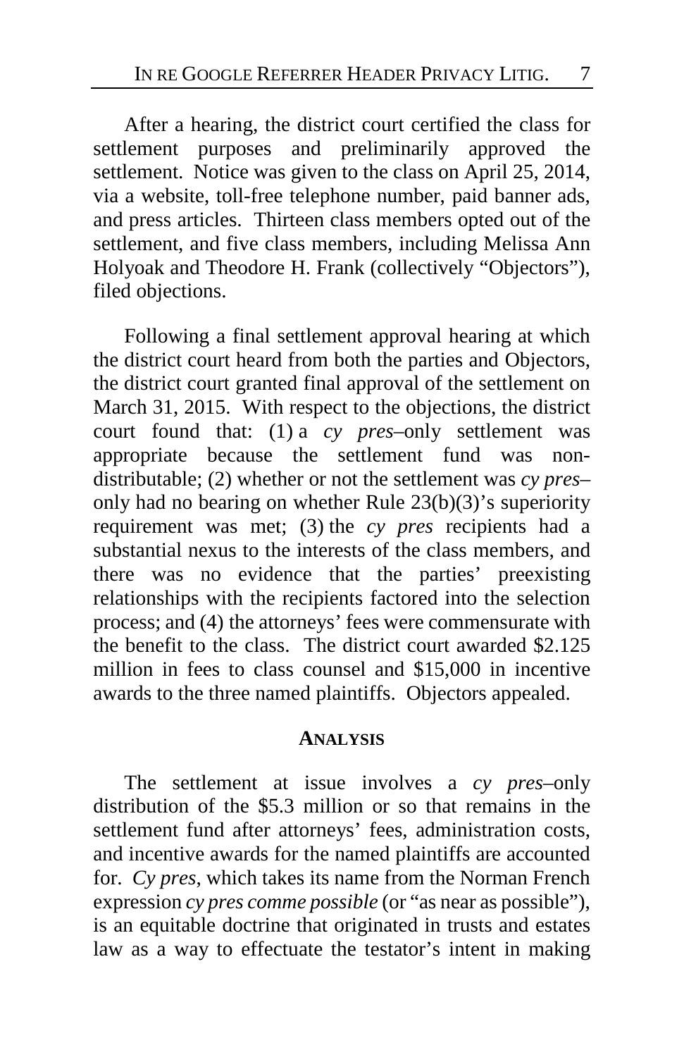After a hearing, the district court certified the class for settlement purposes and preliminarily approved the settlement. Notice was given to the class on April 25, 2014, via a website, toll-free telephone number, paid banner ads, and press articles. Thirteen class members opted out of the settlement, and five class members, including Melissa Ann Holyoak and Theodore H. Frank (collectively "Objectors"), filed objections.

Following a final settlement approval hearing at which the district court heard from both the parties and Objectors, the district court granted final approval of the settlement on March 31, 2015. With respect to the objections, the district court found that: (1) a *cy pres*–only settlement was appropriate because the settlement fund was non-distributable; (2) whether or not the settlement was *cy pres*–only had no bearing on whether Rule 23(b)(3)'s superiority requirement was met; (3) the *cy pres* recipients had a substantial nexus to the interests of the class members, and there was no evidence that the parties' preexisting relationships with the recipients factored into the selection process; and (4) the attorneys' fees were commensurate with the benefit to the class. The district court awarded $2.125 million in fees to class counsel and $15,000 in incentive awards to the three named plaintiffs. Objectors appealed.

## ANALYSIS

The settlement at issue involves a *cy pres*–only distribution of the $5.3 million or so that remains in the settlement fund after attorneys' fees, administration costs, and incentive awards for the named plaintiffs are accounted for. *Cy pres*, which takes its name from the Norman French expression *cy pres comme possible* (or "as near as possible"), is an equitable doctrine that originated in trusts and estates law as a way to effectuate the testator's intent in making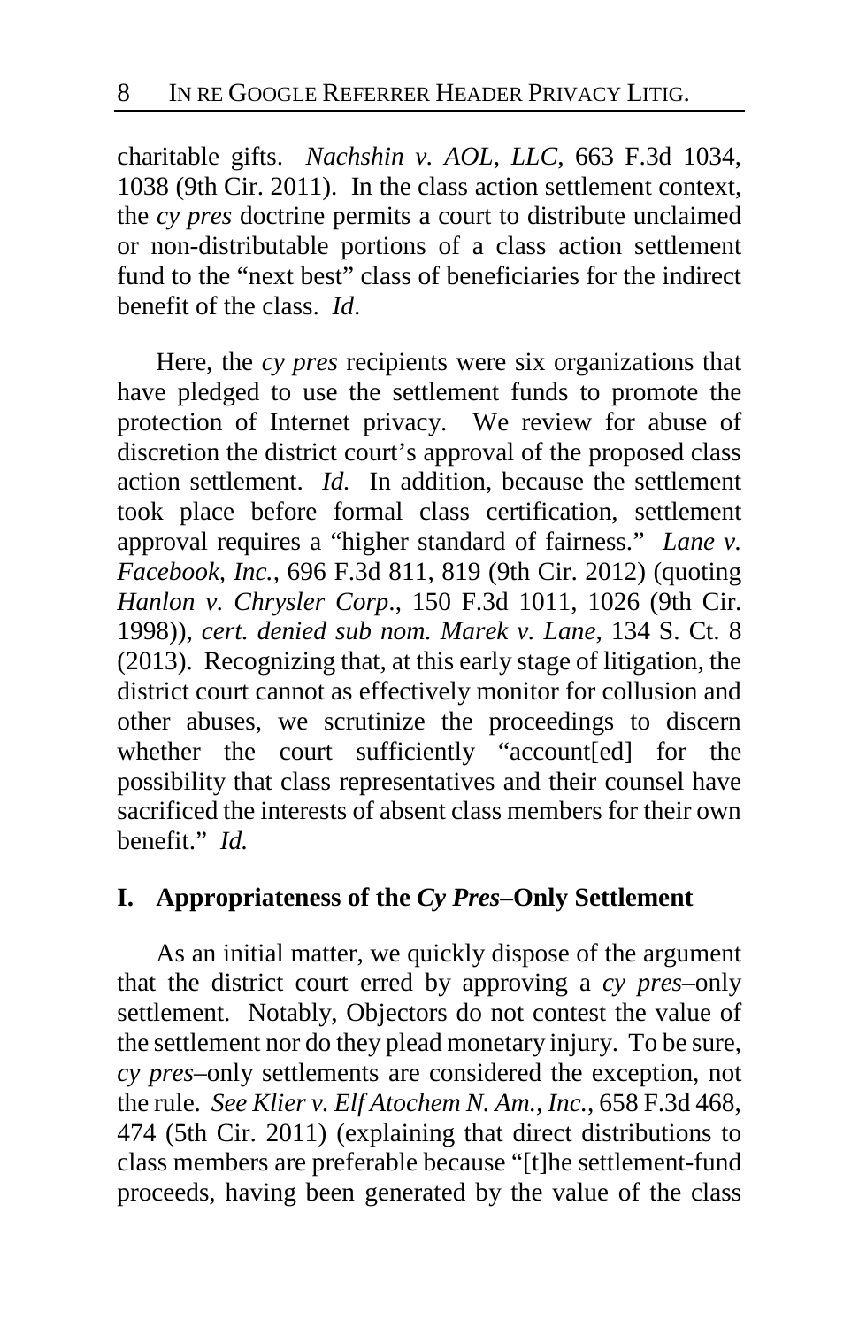charitable gifts. *Nachshin v. AOL, LLC*, 663 F.3d 1034, 1038 (9th Cir. 2011). In the class action settlement context, the *cy pres* doctrine permits a court to distribute unclaimed or non-distributable portions of a class action settlement fund to the "next best" class of beneficiaries for the indirect benefit of the class. *Id*.

Here, the *cy pres* recipients were six organizations that have pledged to use the settlement funds to promote the protection of Internet privacy. We review for abuse of discretion the district court's approval of the proposed class action settlement. *Id.* In addition, because the settlement took place before formal class certification, settlement approval requires a "higher standard of fairness." *Lane v. Facebook, Inc.*, 696 F.3d 811, 819 (9th Cir. 2012) (quoting *Hanlon v. Chrysler Corp*., 150 F.3d 1011, 1026 (9th Cir. 1998)), *cert. denied sub nom. Marek v. Lane*, 134 S. Ct. 8 (2013). Recognizing that, at this early stage of litigation, the district court cannot as effectively monitor for collusion and other abuses, we scrutinize the proceedings to discern whether the court sufficiently "account[ed] for the possibility that class representatives and their counsel have sacrificed the interests of absent class members for their own benefit." *Id.*

## I. Appropriateness of the *Cy Pres*–Only Settlement

As an initial matter, we quickly dispose of the argument that the district court erred by approving a *cy pres*–only settlement. Notably, Objectors do not contest the value of the settlement nor do they plead monetary injury. To be sure, *cy pres*–only settlements are considered the exception, not the rule. *See Klier v. Elf Atochem N. Am., Inc.*, 658 F.3d 468, 474 (5th Cir. 2011) (explaining that direct distributions to class members are preferable because "[t]he settlement-fund proceeds, having been generated by the value of the class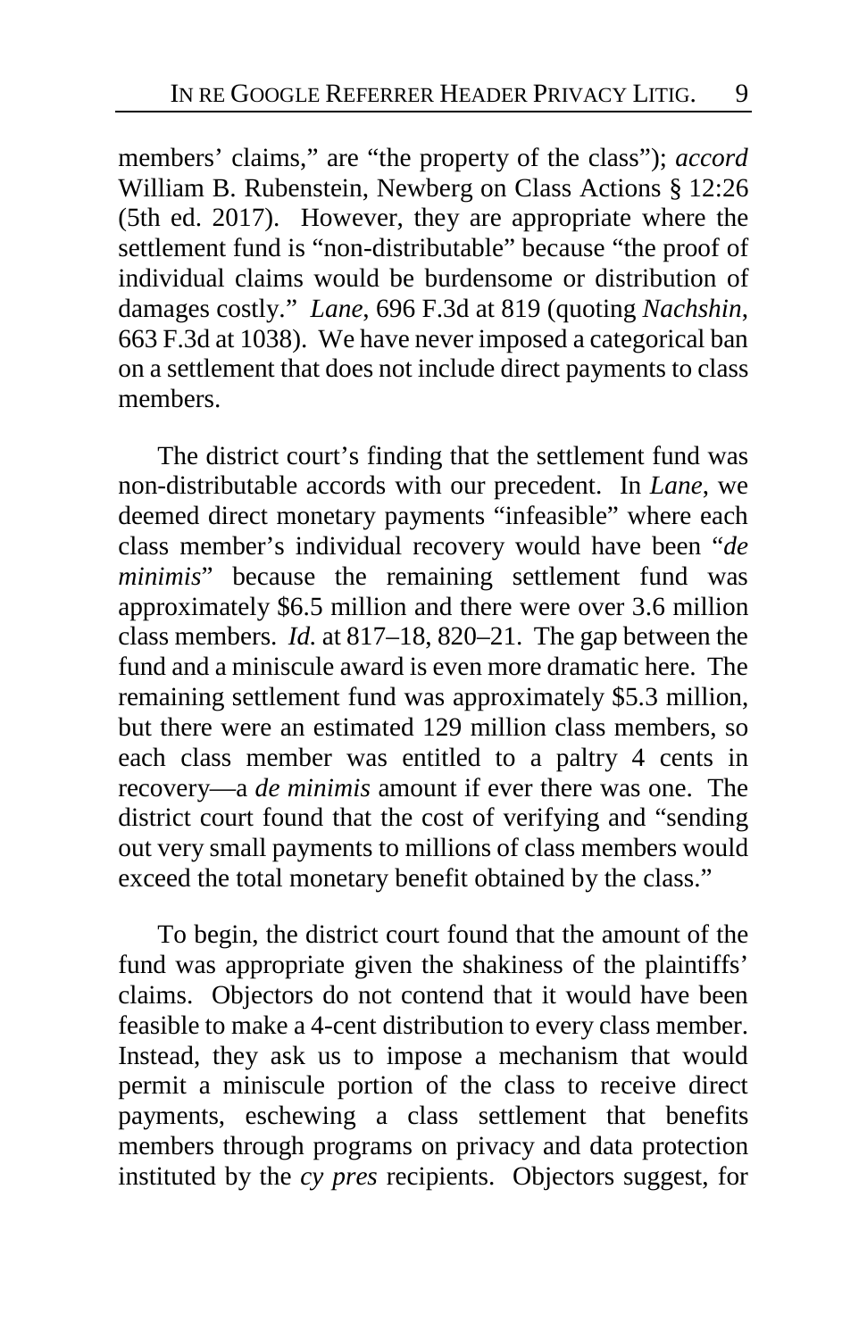members' claims," are "the property of the class"); *accord* William B. Rubenstein, Newberg on Class Actions § 12:26 (5th ed. 2017). However, they are appropriate where the settlement fund is "non-distributable" because "the proof of individual claims would be burdensome or distribution of damages costly." *Lane*, 696 F.3d at 819 (quoting *Nachshin*, 663 F.3d at 1038). We have never imposed a categorical ban on a settlement that does not include direct payments to class members.

The district court's finding that the settlement fund was non-distributable accords with our precedent. In *Lane*, we deemed direct monetary payments "infeasible" where each class member's individual recovery would have been "*de minimis*" because the remaining settlement fund was approximately $6.5 million and there were over 3.6 million class members. *Id.* at 817–18, 820–21. The gap between the fund and a miniscule award is even more dramatic here. The remaining settlement fund was approximately $5.3 million, but there were an estimated 129 million class members, so each class member was entitled to a paltry 4 cents in recovery—a *de minimis* amount if ever there was one. The district court found that the cost of verifying and "sending out very small payments to millions of class members would exceed the total monetary benefit obtained by the class."

To begin, the district court found that the amount of the fund was appropriate given the shakiness of the plaintiffs' claims. Objectors do not contend that it would have been feasible to make a 4-cent distribution to every class member. Instead, they ask us to impose a mechanism that would permit a miniscule portion of the class to receive direct payments, eschewing a class settlement that benefits members through programs on privacy and data protection instituted by the *cy pres* recipients. Objectors suggest, for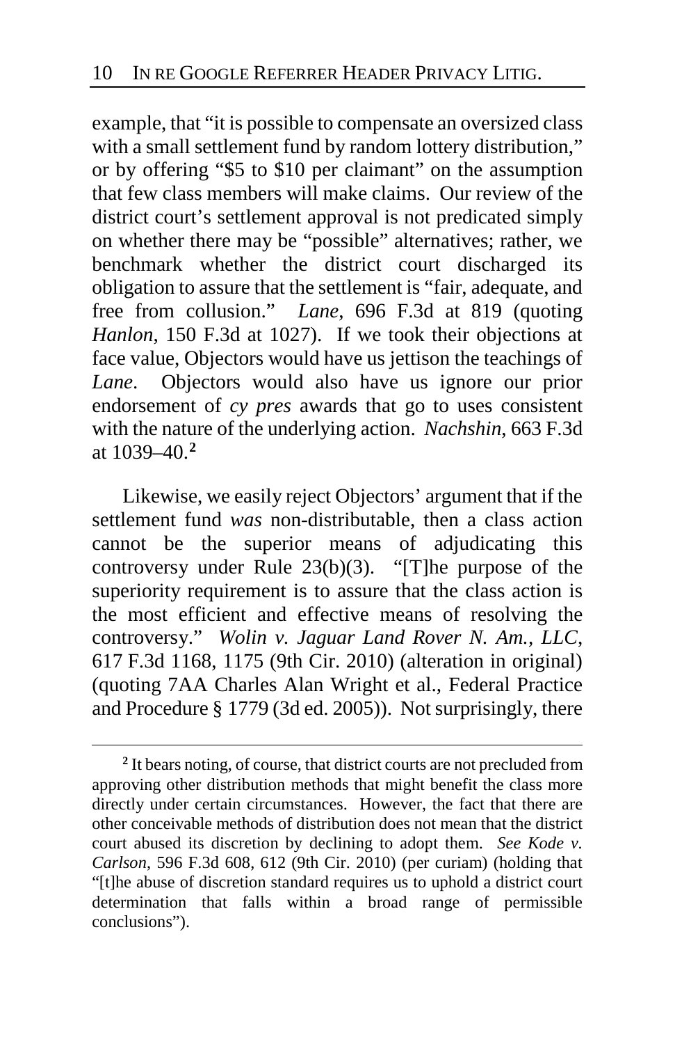example, that "it is possible to compensate an oversized class with a small settlement fund by random lottery distribution," or by offering "$5 to $10 per claimant" on the assumption that few class members will make claims. Our review of the district court's settlement approval is not predicated simply on whether there may be "possible" alternatives; rather, we benchmark whether the district court discharged its obligation to assure that the settlement is "fair, adequate, and free from collusion." *Lane*, 696 F.3d at 819 (quoting *Hanlon*, 150 F.3d at 1027). If we took their objections at face value, Objectors would have us jettison the teachings of *Lane*. Objectors would also have us ignore our prior endorsement of *cy pres* awards that go to uses consistent with the nature of the underlying action. *Nachshin*, 663 F.3d at 1039–40.[2]

Likewise, we easily reject Objectors' argument that if the settlement fund *was* non-distributable, then a class action cannot be the superior means of adjudicating this controversy under Rule 23(b)(3). "[T]he purpose of the superiority requirement is to assure that the class action is the most efficient and effective means of resolving the controversy." *Wolin v. Jaguar Land Rover N. Am., LLC*, 617 F.3d 1168, 1175 (9th Cir. 2010) (alteration in original) (quoting 7AA Charles Alan Wright et al., Federal Practice and Procedure § 1779 (3d ed. 2005)). Not surprisingly, there

---

[2] It bears noting, of course, that district courts are not precluded from approving other distribution methods that might benefit the class more directly under certain circumstances. However, the fact that there are other conceivable methods of distribution does not mean that the district court abused its discretion by declining to adopt them. *See Kode v. Carlson*, 596 F.3d 608, 612 (9th Cir. 2010) (per curiam) (holding that "[t]he abuse of discretion standard requires us to uphold a district court determination that falls within a broad range of permissible conclusions").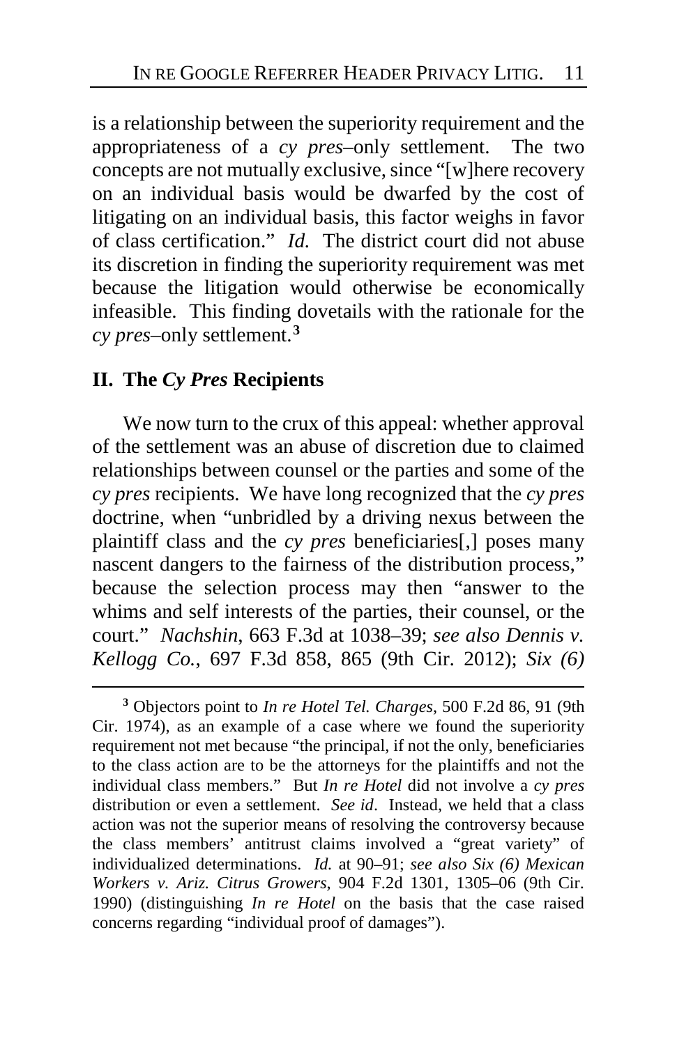is a relationship between the superiority requirement and the appropriateness of a *cy pres*–only settlement. The two concepts are not mutually exclusive, since "[w]here recovery on an individual basis would be dwarfed by the cost of litigating on an individual basis, this factor weighs in favor of class certification." *Id.* The district court did not abuse its discretion in finding the superiority requirement was met because the litigation would otherwise be economically infeasible. This finding dovetails with the rationale for the *cy pres*–only settlement.[3]

## II. The *Cy Pres* Recipients

We now turn to the crux of this appeal: whether approval of the settlement was an abuse of discretion due to claimed relationships between counsel or the parties and some of the *cy pres* recipients. We have long recognized that the *cy pres* doctrine, when "unbridled by a driving nexus between the plaintiff class and the *cy pres* beneficiaries[,] poses many nascent dangers to the fairness of the distribution process," because the selection process may then "answer to the whims and self interests of the parties, their counsel, or the court." *Nachshin*, 663 F.3d at 1038–39; *see also Dennis v. Kellogg Co.*, 697 F.3d 858, 865 (9th Cir. 2012); *Six (6)*

[3] Objectors point to *In re Hotel Tel. Charges*, 500 F.2d 86, 91 (9th Cir. 1974), as an example of a case where we found the superiority requirement not met because "the principal, if not the only, beneficiaries to the class action are to be the attorneys for the plaintiffs and not the individual class members." But *In re Hotel* did not involve a *cy pres* distribution or even a settlement. *See id*. Instead, we held that a class action was not the superior means of resolving the controversy because the class members' antitrust claims involved a "great variety" of individualized determinations. *Id.* at 90–91; *see also Six (6) Mexican Workers v. Ariz. Citrus Growers*, 904 F.2d 1301, 1305–06 (9th Cir. 1990) (distinguishing *In re Hotel* on the basis that the case raised concerns regarding "individual proof of damages").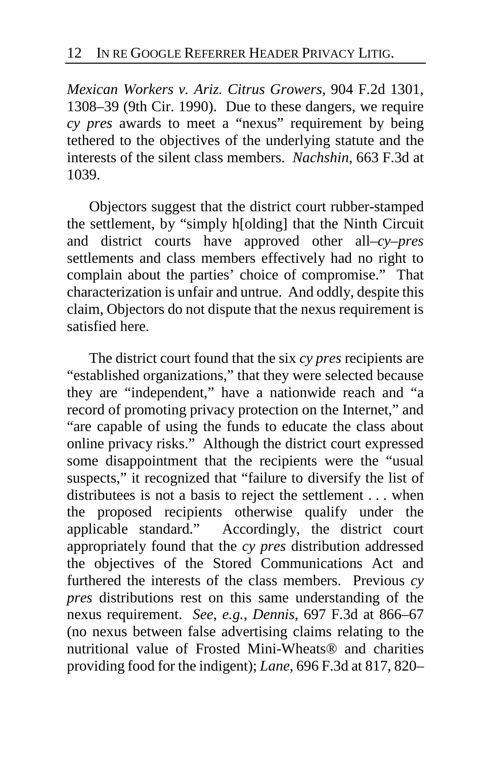*Mexican Workers v. Ariz. Citrus Growers*, 904 F.2d 1301, 1308–39 (9th Cir. 1990). Due to these dangers, we require *cy pres* awards to meet a "nexus" requirement by being tethered to the objectives of the underlying statute and the interests of the silent class members. *Nachshin*, 663 F.3d at 1039.

Objectors suggest that the district court rubber-stamped the settlement, by "simply h[olding] that the Ninth Circuit and district courts have approved other all–*cy–pres* settlements and class members effectively had no right to complain about the parties' choice of compromise." That characterization is unfair and untrue. And oddly, despite this claim, Objectors do not dispute that the nexus requirement is satisfied here.

The district court found that the six *cy pres* recipients are "established organizations," that they were selected because they are "independent," have a nationwide reach and "a record of promoting privacy protection on the Internet," and "are capable of using the funds to educate the class about online privacy risks." Although the district court expressed some disappointment that the recipients were the "usual suspects," it recognized that "failure to diversify the list of distributees is not a basis to reject the settlement . . . when the proposed recipients otherwise qualify under the applicable standard." Accordingly, the district court appropriately found that the *cy pres* distribution addressed the objectives of the Stored Communications Act and furthered the interests of the class members. Previous *cy pres* distributions rest on this same understanding of the nexus requirement. *See, e.g.*, *Dennis*, 697 F.3d at 866–67 (no nexus between false advertising claims relating to the nutritional value of Frosted Mini-Wheats® and charities providing food for the indigent); *Lane*, 696 F.3d at 817, 820–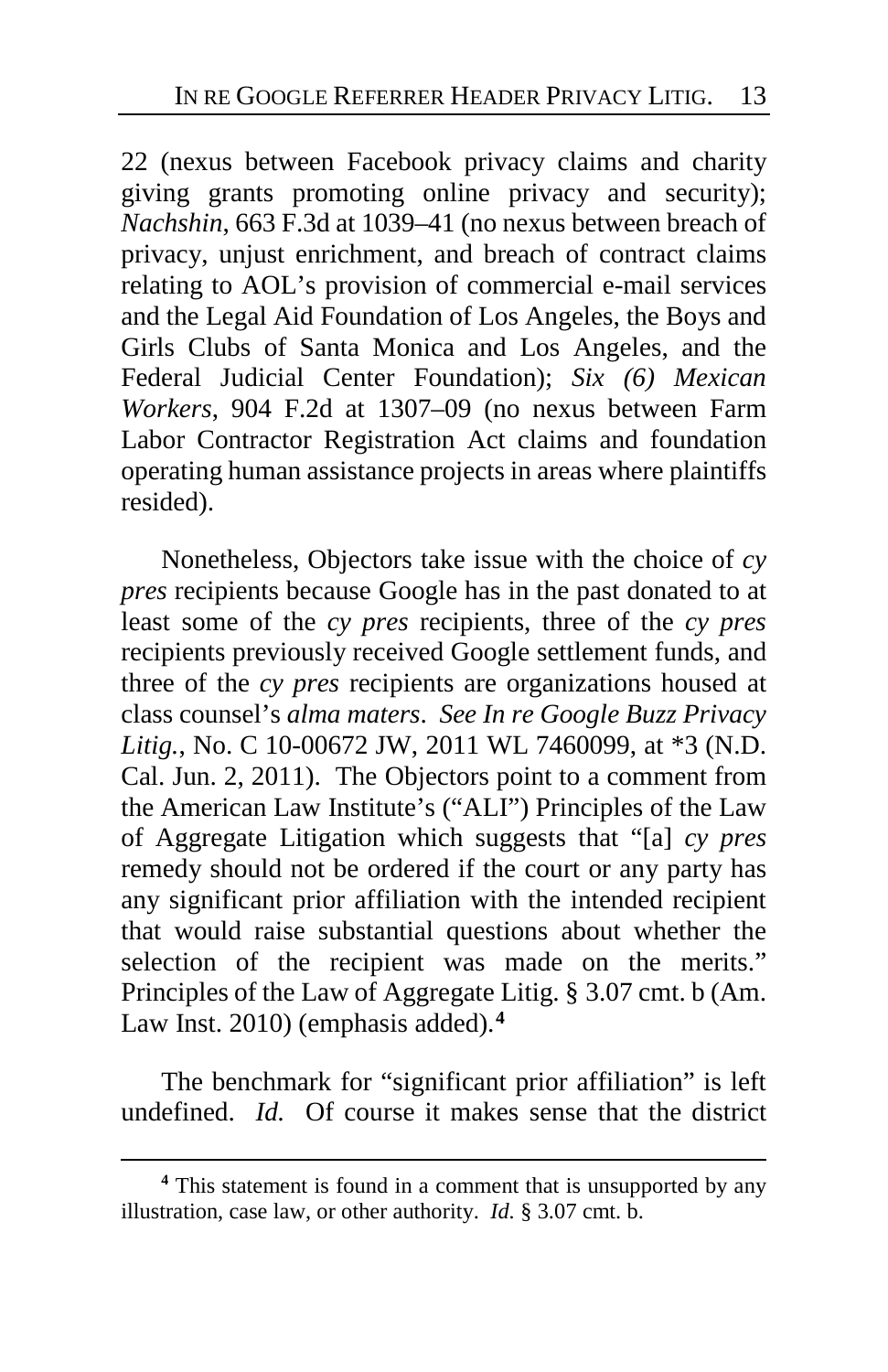22 (nexus between Facebook privacy claims and charity giving grants promoting online privacy and security); *Nachshin*, 663 F.3d at 1039–41 (no nexus between breach of privacy, unjust enrichment, and breach of contract claims relating to AOL's provision of commercial e-mail services and the Legal Aid Foundation of Los Angeles, the Boys and Girls Clubs of Santa Monica and Los Angeles, and the Federal Judicial Center Foundation); *Six (6) Mexican Workers*, 904 F.2d at 1307–09 (no nexus between Farm Labor Contractor Registration Act claims and foundation operating human assistance projects in areas where plaintiffs resided).

Nonetheless, Objectors take issue with the choice of *cy pres* recipients because Google has in the past donated to at least some of the *cy pres* recipients, three of the *cy pres* recipients previously received Google settlement funds, and three of the *cy pres* recipients are organizations housed at class counsel's *alma maters*. *See In re Google Buzz Privacy Litig.*, No. C 10-00672 JW, 2011 WL 7460099, at *3 (N.D. Cal. Jun. 2, 2011). The Objectors point to a comment from the American Law Institute's ("ALI") Principles of the Law of Aggregate Litigation which suggests that "[a] *cy pres* remedy should not be ordered if the court or any party has any significant prior affiliation with the intended recipient that would raise substantial questions about whether the selection of the recipient was made on the merits." Principles of the Law of Aggregate Litig. § 3.07 cmt. b (Am. Law Inst. 2010) (emphasis added).[4]

The benchmark for "significant prior affiliation" is left undefined. *Id.* Of course it makes sense that the district

[4] This statement is found in a comment that is unsupported by any illustration, case law, or other authority. *Id.* § 3.07 cmt. b.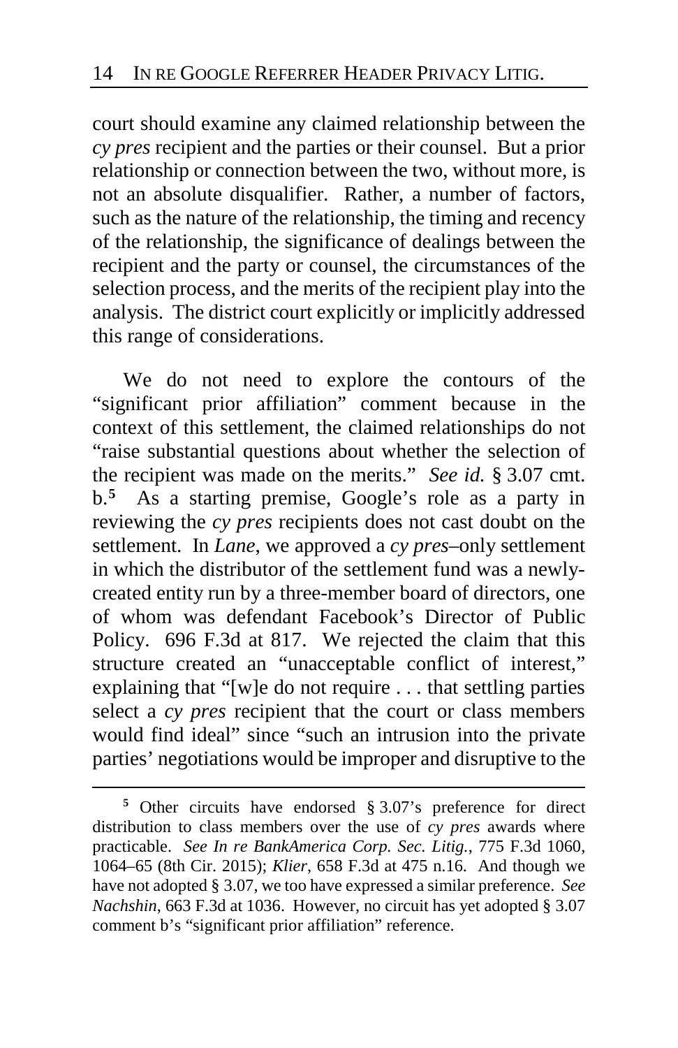court should examine any claimed relationship between the *cy pres* recipient and the parties or their counsel. But a prior relationship or connection between the two, without more, is not an absolute disqualifier. Rather, a number of factors, such as the nature of the relationship, the timing and recency of the relationship, the significance of dealings between the recipient and the party or counsel, the circumstances of the selection process, and the merits of the recipient play into the analysis. The district court explicitly or implicitly addressed this range of considerations.

We do not need to explore the contours of the "significant prior affiliation" comment because in the context of this settlement, the claimed relationships do not "raise substantial questions about whether the selection of the recipient was made on the merits." *See id.* § 3.07 cmt. b.[5] As a starting premise, Google's role as a party in reviewing the *cy pres* recipients does not cast doubt on the settlement. In *Lane*, we approved a *cy pres*–only settlement in which the distributor of the settlement fund was a newly-created entity run by a three-member board of directors, one of whom was defendant Facebook's Director of Public Policy. 696 F.3d at 817. We rejected the claim that this structure created an "unacceptable conflict of interest," explaining that "[w]e do not require . . . that settling parties select a *cy pres* recipient that the court or class members would find ideal" since "such an intrusion into the private parties' negotiations would be improper and disruptive to the

---

[5] Other circuits have endorsed § 3.07's preference for direct distribution to class members over the use of *cy pres* awards where practicable. *See In re BankAmerica Corp. Sec. Litig.*, 775 F.3d 1060, 1064–65 (8th Cir. 2015); *Klier*, 658 F.3d at 475 n.16. And though we have not adopted § 3.07, we too have expressed a similar preference. *See Nachshin*, 663 F.3d at 1036. However, no circuit has yet adopted § 3.07 comment b's "significant prior affiliation" reference.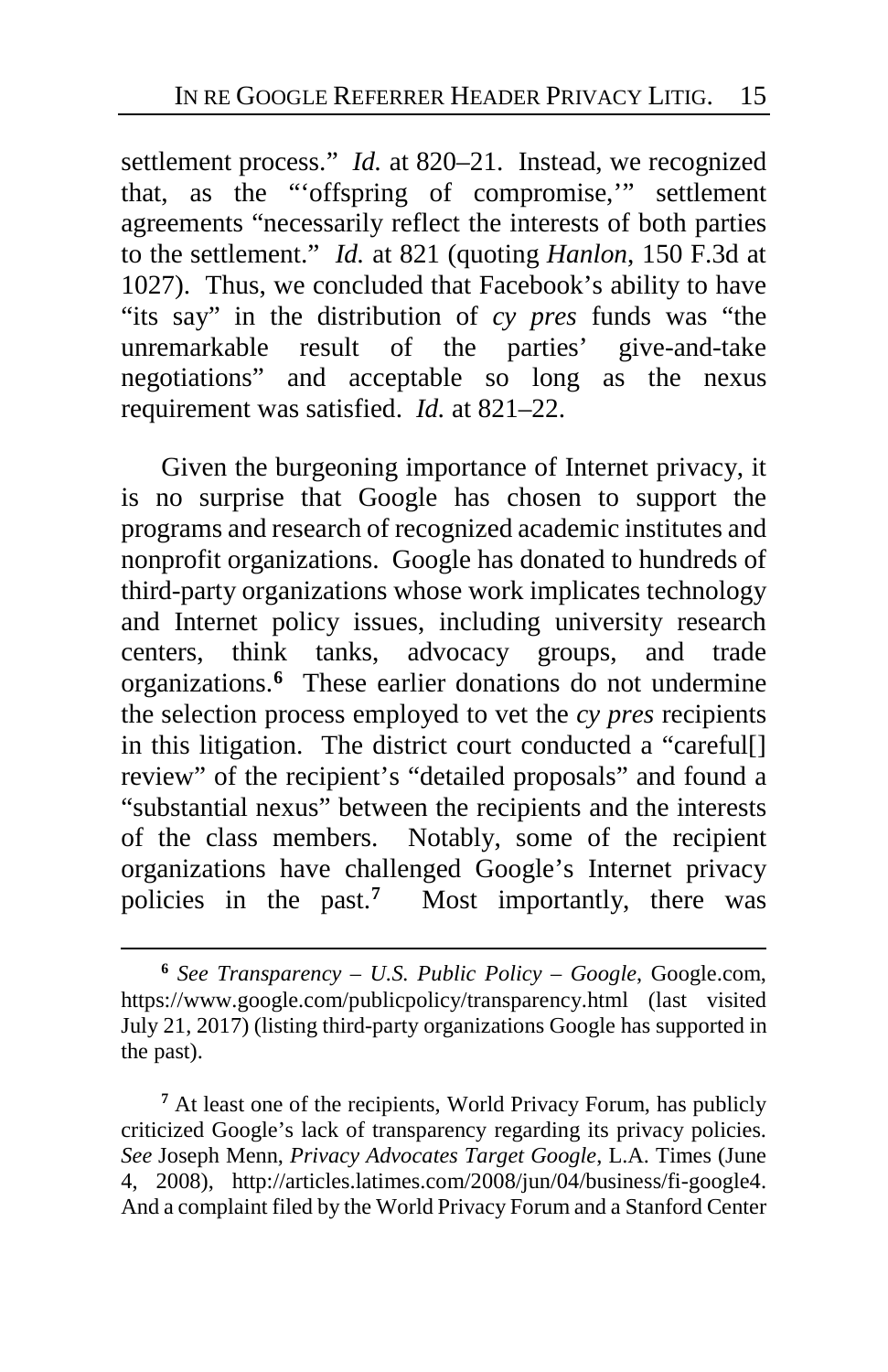settlement process." *Id.* at 820–21. Instead, we recognized that, as the "'offspring of compromise,'" settlement agreements "necessarily reflect the interests of both parties to the settlement." *Id.* at 821 (quoting *Hanlon*, 150 F.3d at 1027). Thus, we concluded that Facebook's ability to have "its say" in the distribution of *cy pres* funds was "the unremarkable result of the parties' give-and-take negotiations" and acceptable so long as the nexus requirement was satisfied. *Id.* at 821–22.

Given the burgeoning importance of Internet privacy, it is no surprise that Google has chosen to support the programs and research of recognized academic institutes and nonprofit organizations. Google has donated to hundreds of third-party organizations whose work implicates technology and Internet policy issues, including university research centers, think tanks, advocacy groups, and trade organizations.[6] These earlier donations do not undermine the selection process employed to vet the *cy pres* recipients in this litigation. The district court conducted a "careful[] review" of the recipient's "detailed proposals" and found a "substantial nexus" between the recipients and the interests of the class members. Notably, some of the recipient organizations have challenged Google's Internet privacy policies in the past.[7] Most importantly, there was

---

[6] *See Transparency – U.S. Public Policy – Google*, Google.com, https://www.google.com/publicpolicy/transparency.html (last visited July 21, 2017) (listing third-party organizations Google has supported in the past).

[7] At least one of the recipients, World Privacy Forum, has publicly criticized Google's lack of transparency regarding its privacy policies. *See* Joseph Menn, *Privacy Advocates Target Google*, L.A. Times (June 4, 2008), http://articles.latimes.com/2008/jun/04/business/fi-google4. And a complaint filed by the World Privacy Forum and a Stanford Center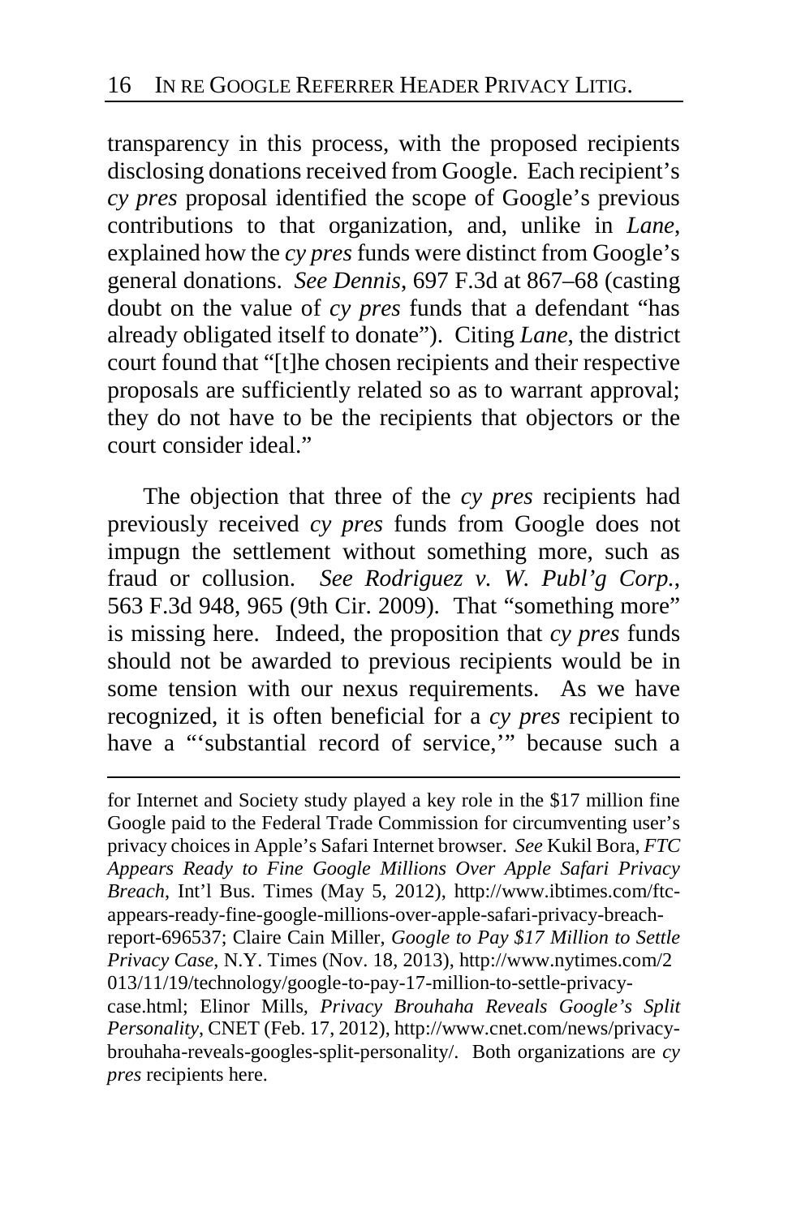transparency in this process, with the proposed recipients disclosing donations received from Google. Each recipient's *cy pres* proposal identified the scope of Google's previous contributions to that organization, and, unlike in *Lane*, explained how the *cy pres* funds were distinct from Google's general donations. *See Dennis*, 697 F.3d at 867–68 (casting doubt on the value of *cy pres* funds that a defendant "has already obligated itself to donate"). Citing *Lane*, the district court found that "[t]he chosen recipients and their respective proposals are sufficiently related so as to warrant approval; they do not have to be the recipients that objectors or the court consider ideal."

The objection that three of the *cy pres* recipients had previously received *cy pres* funds from Google does not impugn the settlement without something more, such as fraud or collusion. *See Rodriguez v. W. Publ'g Corp.*, 563 F.3d 948, 965 (9th Cir. 2009). That "something more" is missing here. Indeed, the proposition that *cy pres* funds should not be awarded to previous recipients would be in some tension with our nexus requirements. As we have recognized, it is often beneficial for a *cy pres* recipient to have a "'substantial record of service,'" because such a

for Internet and Society study played a key role in the $17 million fine Google paid to the Federal Trade Commission for circumventing user's privacy choices in Apple's Safari Internet browser. *See* Kukil Bora, *FTC Appears Ready to Fine Google Millions Over Apple Safari Privacy Breach*, Int'l Bus. Times (May 5, 2012), http://www.ibtimes.com/ftc-appears-ready-fine-google-millions-over-apple-safari-privacy-breach-report-696537; Claire Cain Miller, *Google to Pay $17 Million to Settle Privacy Case*, N.Y. Times (Nov. 18, 2013), http://www.nytimes.com/2013/11/19/technology/google-to-pay-17-million-to-settle-privacy-case.html; Elinor Mills, *Privacy Brouhaha Reveals Google's Split Personality*, CNET (Feb. 17, 2012), http://www.cnet.com/news/privacy-brouhaha-reveals-googles-split-personality/. Both organizations are *cy pres* recipients here.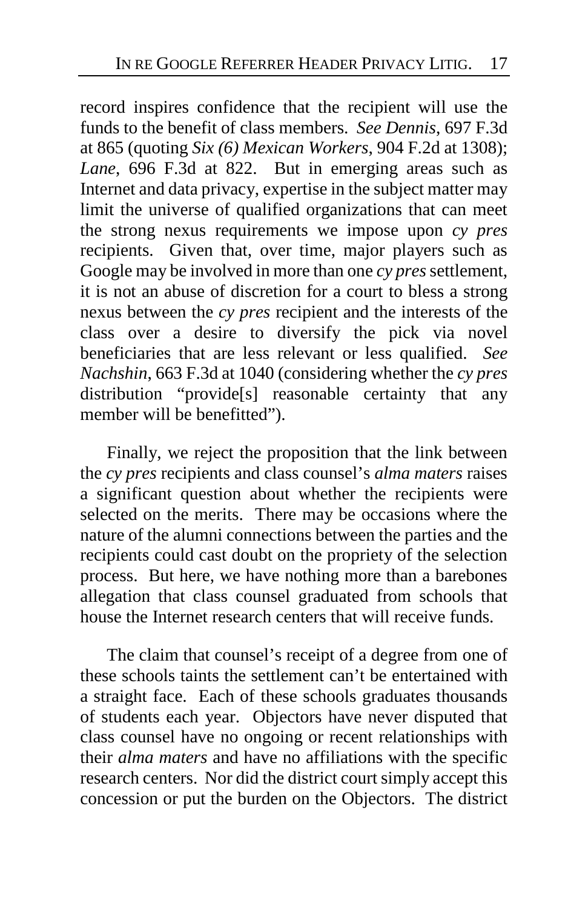record inspires confidence that the recipient will use the funds to the benefit of class members. *See Dennis*, 697 F.3d at 865 (quoting *Six (6) Mexican Workers*, 904 F.2d at 1308); *Lane*, 696 F.3d at 822. But in emerging areas such as Internet and data privacy, expertise in the subject matter may limit the universe of qualified organizations that can meet the strong nexus requirements we impose upon *cy pres* recipients. Given that, over time, major players such as Google may be involved in more than one *cy pres* settlement, it is not an abuse of discretion for a court to bless a strong nexus between the *cy pres* recipient and the interests of the class over a desire to diversify the pick via novel beneficiaries that are less relevant or less qualified. *See Nachshin*, 663 F.3d at 1040 (considering whether the *cy pres* distribution "provide[s] reasonable certainty that any member will be benefitted").

Finally, we reject the proposition that the link between the *cy pres* recipients and class counsel's *alma maters* raises a significant question about whether the recipients were selected on the merits. There may be occasions where the nature of the alumni connections between the parties and the recipients could cast doubt on the propriety of the selection process. But here, we have nothing more than a barebones allegation that class counsel graduated from schools that house the Internet research centers that will receive funds.

The claim that counsel's receipt of a degree from one of these schools taints the settlement can't be entertained with a straight face. Each of these schools graduates thousands of students each year. Objectors have never disputed that class counsel have no ongoing or recent relationships with their *alma maters* and have no affiliations with the specific research centers. Nor did the district court simply accept this concession or put the burden on the Objectors. The district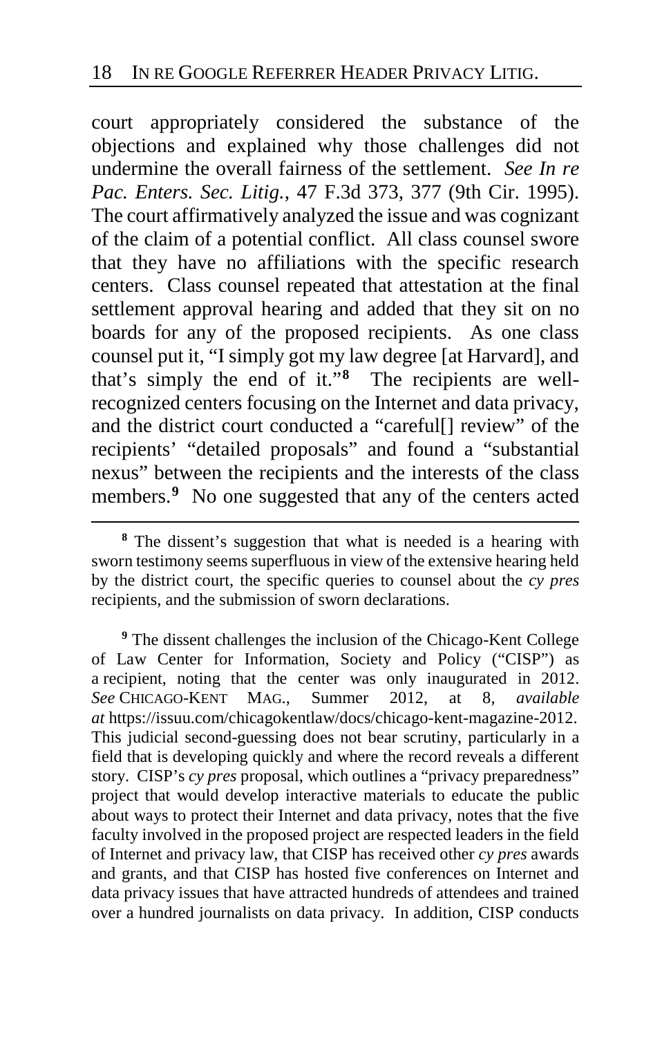court appropriately considered the substance of the objections and explained why those challenges did not undermine the overall fairness of the settlement. *See In re Pac. Enters. Sec. Litig.*, 47 F.3d 373, 377 (9th Cir. 1995). The court affirmatively analyzed the issue and was cognizant of the claim of a potential conflict. All class counsel swore that they have no affiliations with the specific research centers. Class counsel repeated that attestation at the final settlement approval hearing and added that they sit on no boards for any of the proposed recipients. As one class counsel put it, "I simply got my law degree [at Harvard], and that's simply the end of it."[8] The recipients are well-recognized centers focusing on the Internet and data privacy, and the district court conducted a "careful[] review" of the recipients' "detailed proposals" and found a "substantial nexus" between the recipients and the interests of the class members.[9] No one suggested that any of the centers acted

---

[8] The dissent's suggestion that what is needed is a hearing with sworn testimony seems superfluous in view of the extensive hearing held by the district court, the specific queries to counsel about the *cy pres* recipients, and the submission of sworn declarations.

[9] The dissent challenges the inclusion of the Chicago-Kent College of Law Center for Information, Society and Policy ("CISP") as a recipient, noting that the center was only inaugurated in 2012. *See* CHICAGO-KENT MAG., Summer 2012, at 8, *available at* https://issuu.com/chicagokentlaw/docs/chicago-kent-magazine-2012. This judicial second-guessing does not bear scrutiny, particularly in a field that is developing quickly and where the record reveals a different story. CISP's *cy pres* proposal, which outlines a "privacy preparedness" project that would develop interactive materials to educate the public about ways to protect their Internet and data privacy, notes that the five faculty involved in the proposed project are respected leaders in the field of Internet and privacy law, that CISP has received other *cy pres* awards and grants, and that CISP has hosted five conferences on Internet and data privacy issues that have attracted hundreds of attendees and trained over a hundred journalists on data privacy. In addition, CISP conducts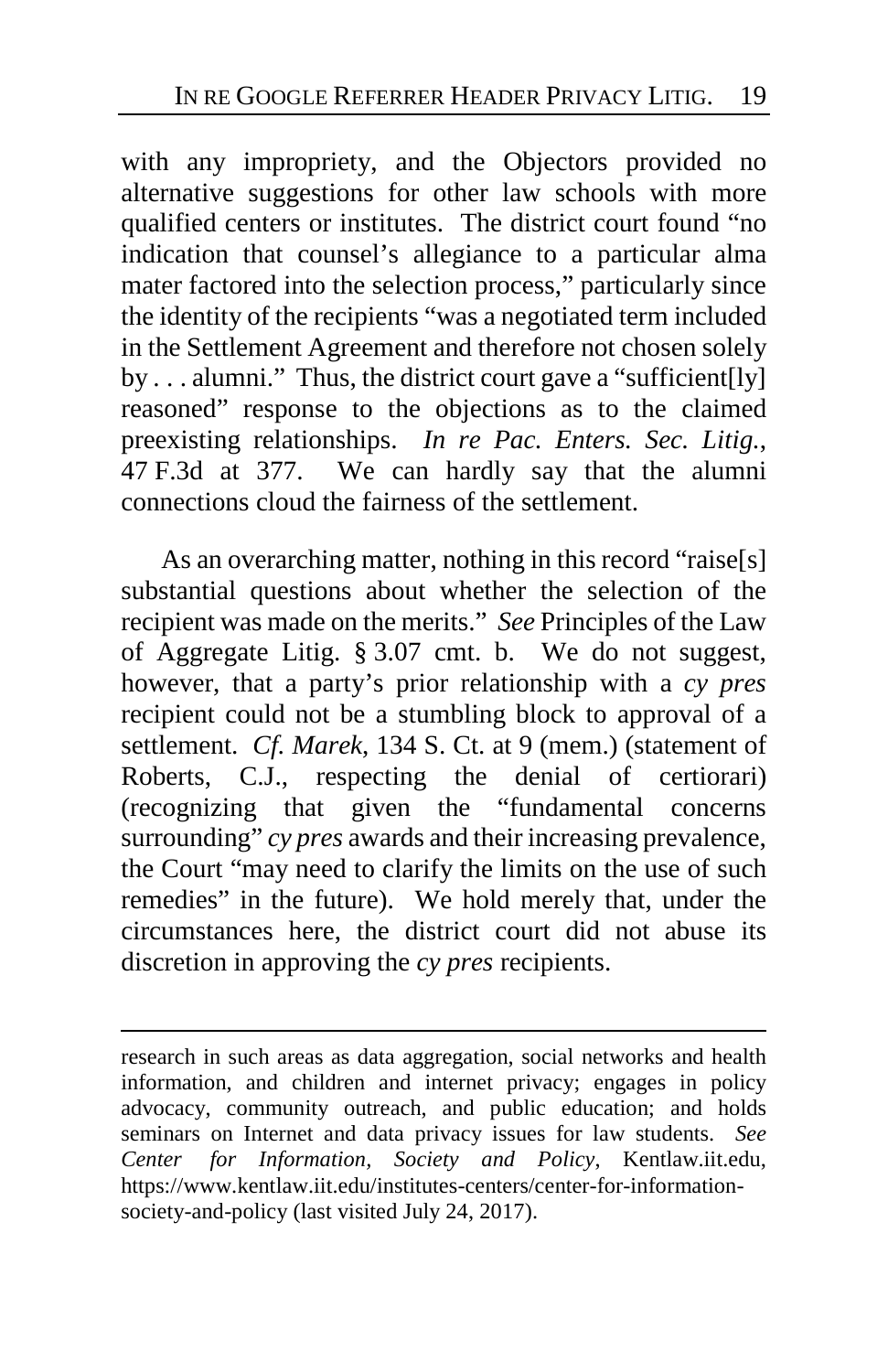with any impropriety, and the Objectors provided no alternative suggestions for other law schools with more qualified centers or institutes. The district court found "no indication that counsel's allegiance to a particular alma mater factored into the selection process," particularly since the identity of the recipients "was a negotiated term included in the Settlement Agreement and therefore not chosen solely by . . . alumni." Thus, the district court gave a "sufficient[ly] reasoned" response to the objections as to the claimed preexisting relationships. *In re Pac. Enters. Sec. Litig.*, 47 F.3d at 377. We can hardly say that the alumni connections cloud the fairness of the settlement.

As an overarching matter, nothing in this record "raise[s] substantial questions about whether the selection of the recipient was made on the merits." *See* Principles of the Law of Aggregate Litig. § 3.07 cmt. b. We do not suggest, however, that a party's prior relationship with a *cy pres* recipient could not be a stumbling block to approval of a settlement. *Cf. Marek*, 134 S. Ct. at 9 (mem.) (statement of Roberts, C.J., respecting the denial of certiorari) (recognizing that given the "fundamental concerns surrounding" *cy pres* awards and their increasing prevalence, the Court "may need to clarify the limits on the use of such remedies" in the future). We hold merely that, under the circumstances here, the district court did not abuse its discretion in approving the *cy pres* recipients.

---

research in such areas as data aggregation, social networks and health information, and children and internet privacy; engages in policy advocacy, community outreach, and public education; and holds seminars on Internet and data privacy issues for law students. *See Center for Information, Society and Policy*, Kentlaw.iit.edu, https://www.kentlaw.iit.edu/institutes-centers/center-for-information-society-and-policy (last visited July 24, 2017).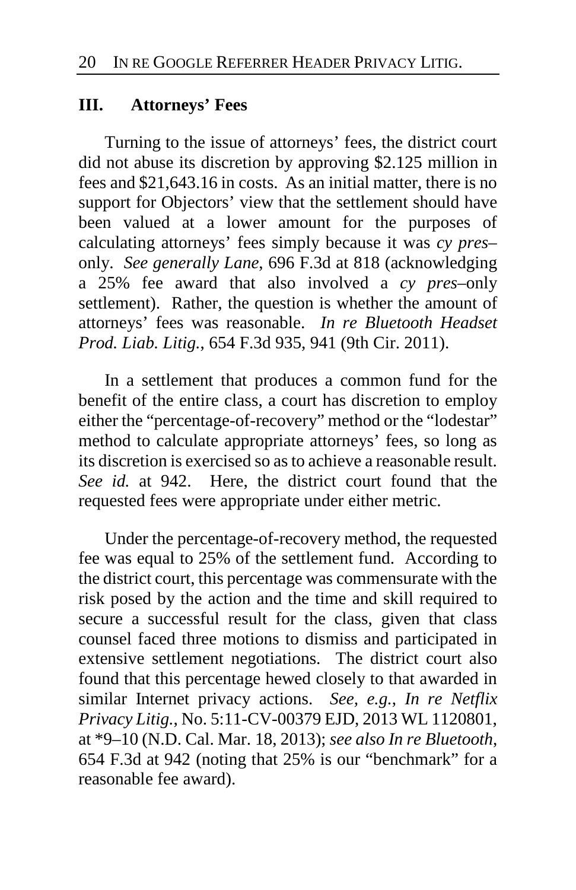## III. Attorneys' Fees

Turning to the issue of attorneys' fees, the district court did not abuse its discretion by approving $2.125 million in fees and $21,643.16 in costs. As an initial matter, there is no support for Objectors' view that the settlement should have been valued at a lower amount for the purposes of calculating attorneys' fees simply because it was *cy pres*–only. *See generally Lane*, 696 F.3d at 818 (acknowledging a 25% fee award that also involved a *cy pres*–only settlement). Rather, the question is whether the amount of attorneys' fees was reasonable. *In re Bluetooth Headset Prod. Liab. Litig.*, 654 F.3d 935, 941 (9th Cir. 2011).

In a settlement that produces a common fund for the benefit of the entire class, a court has discretion to employ either the "percentage-of-recovery" method or the "lodestar" method to calculate appropriate attorneys' fees, so long as its discretion is exercised so as to achieve a reasonable result. *See id.* at 942. Here, the district court found that the requested fees were appropriate under either metric.

Under the percentage-of-recovery method, the requested fee was equal to 25% of the settlement fund. According to the district court, this percentage was commensurate with the risk posed by the action and the time and skill required to secure a successful result for the class, given that class counsel faced three motions to dismiss and participated in extensive settlement negotiations. The district court also found that this percentage hewed closely to that awarded in similar Internet privacy actions. *See, e.g.*, *In re Netflix Privacy Litig.*, No. 5:11-CV-00379 EJD, 2013 WL 1120801, at *9–10 (N.D. Cal. Mar. 18, 2013); *see also In re Bluetooth*, 654 F.3d at 942 (noting that 25% is our "benchmark" for a reasonable fee award).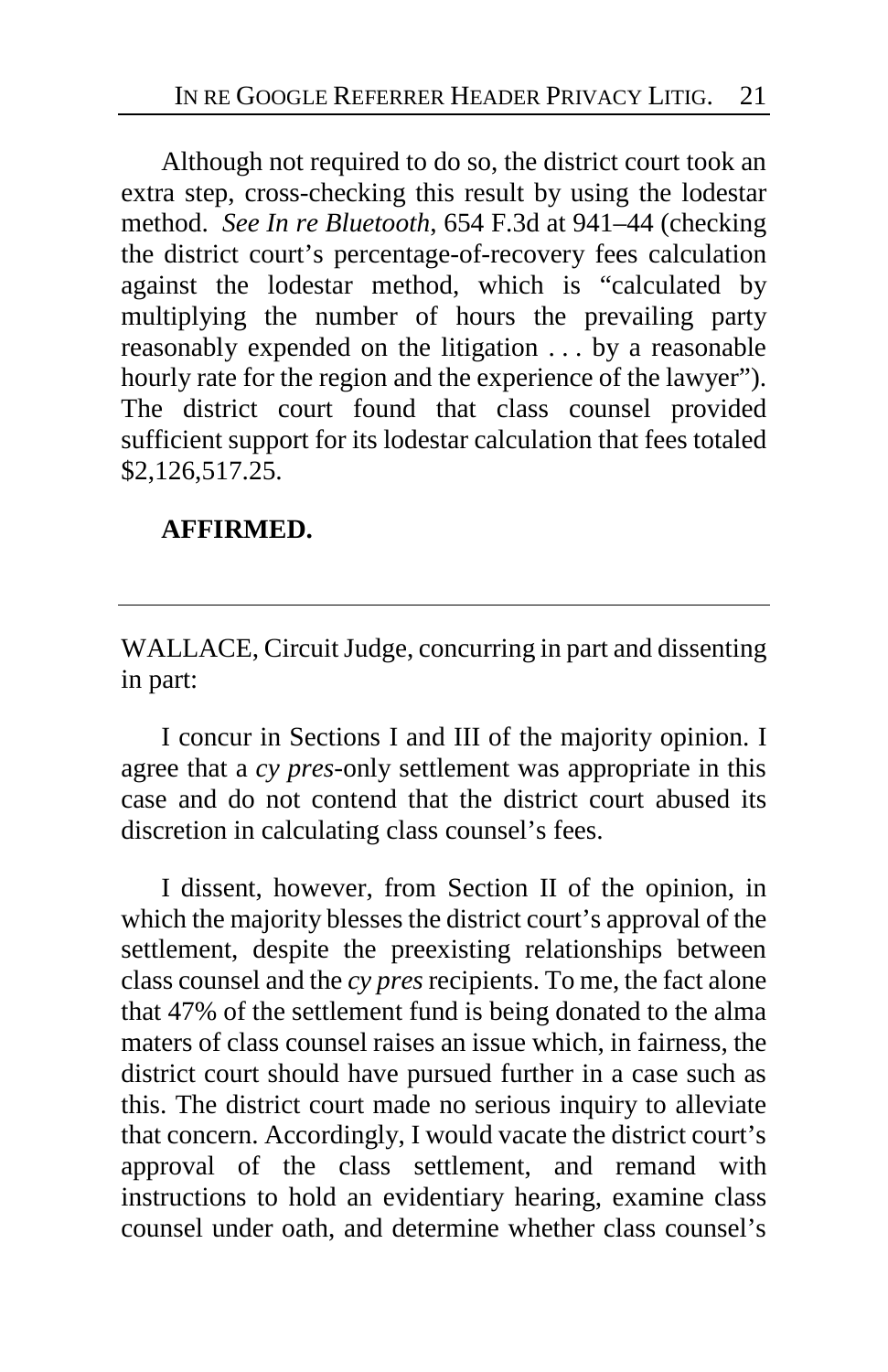Although not required to do so, the district court took an extra step, cross-checking this result by using the lodestar method. *See In re Bluetooth*, 654 F.3d at 941–44 (checking the district court's percentage-of-recovery fees calculation against the lodestar method, which is "calculated by multiplying the number of hours the prevailing party reasonably expended on the litigation . . . by a reasonable hourly rate for the region and the experience of the lawyer"). The district court found that class counsel provided sufficient support for its lodestar calculation that fees totaled \$2,126,517.25.

**AFFIRMED.**

---

WALLACE, Circuit Judge, concurring in part and dissenting in part:

I concur in Sections I and III of the majority opinion. I agree that a *cy pres*-only settlement was appropriate in this case and do not contend that the district court abused its discretion in calculating class counsel's fees.

I dissent, however, from Section II of the opinion, in which the majority blesses the district court's approval of the settlement, despite the preexisting relationships between class counsel and the *cy pres* recipients. To me, the fact alone that 47% of the settlement fund is being donated to the alma maters of class counsel raises an issue which, in fairness, the district court should have pursued further in a case such as this. The district court made no serious inquiry to alleviate that concern. Accordingly, I would vacate the district court's approval of the class settlement, and remand with instructions to hold an evidentiary hearing, examine class counsel under oath, and determine whether class counsel's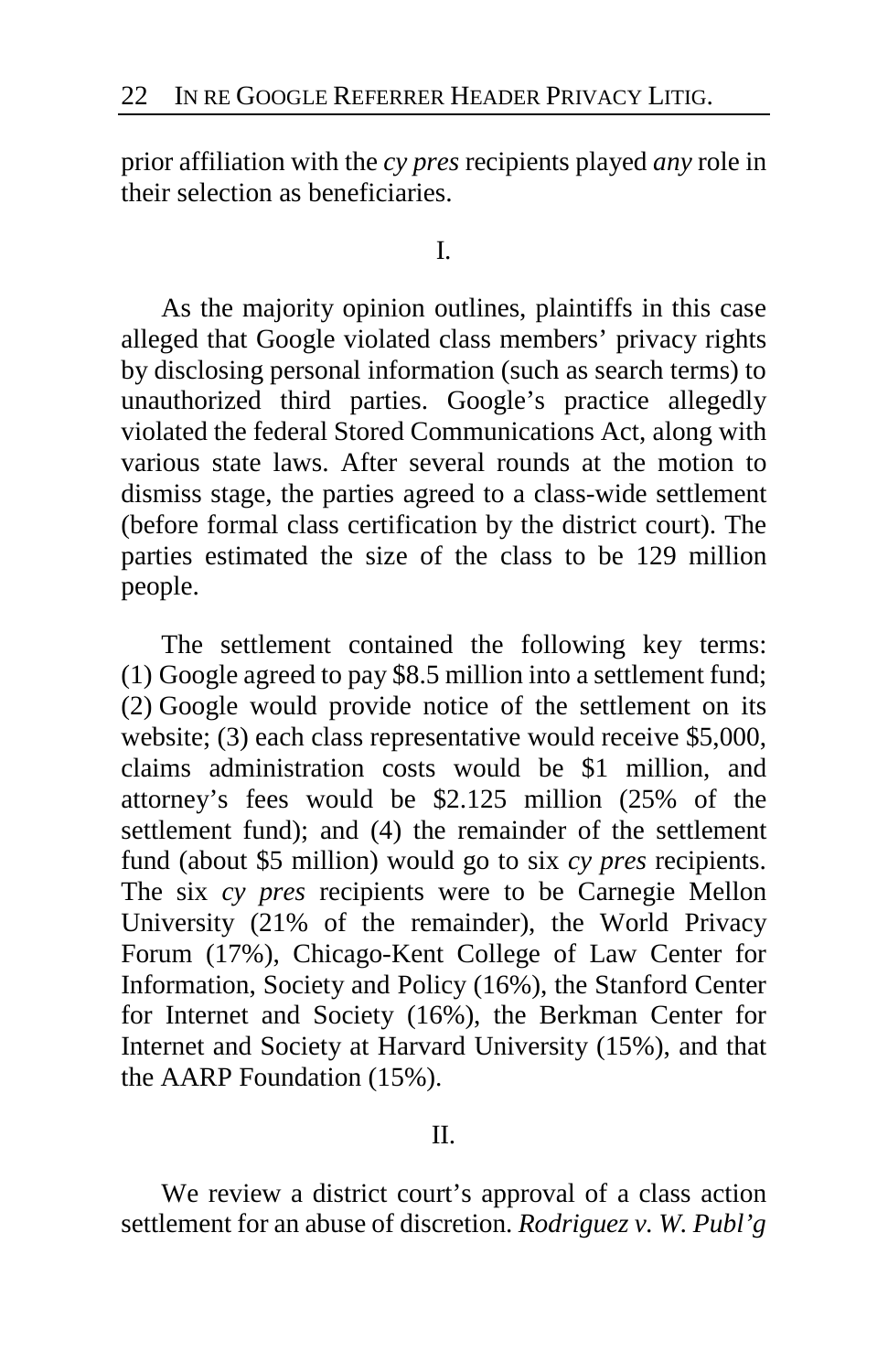prior affiliation with the *cy pres* recipients played *any* role in their selection as beneficiaries.

I.

As the majority opinion outlines, plaintiffs in this case alleged that Google violated class members' privacy rights by disclosing personal information (such as search terms) to unauthorized third parties. Google's practice allegedly violated the federal Stored Communications Act, along with various state laws. After several rounds at the motion to dismiss stage, the parties agreed to a class-wide settlement (before formal class certification by the district court). The parties estimated the size of the class to be 129 million people.

The settlement contained the following key terms: (1) Google agreed to pay $8.5 million into a settlement fund; (2) Google would provide notice of the settlement on its website; (3) each class representative would receive $5,000, claims administration costs would be $1 million, and attorney's fees would be $2.125 million (25% of the settlement fund); and (4) the remainder of the settlement fund (about $5 million) would go to six *cy pres* recipients. The six *cy pres* recipients were to be Carnegie Mellon University (21% of the remainder), the World Privacy Forum (17%), Chicago-Kent College of Law Center for Information, Society and Policy (16%), the Stanford Center for Internet and Society (16%), the Berkman Center for Internet and Society at Harvard University (15%), and that the AARP Foundation (15%).

II.

We review a district court's approval of a class action settlement for an abuse of discretion. *Rodriguez v. W. Publ'g*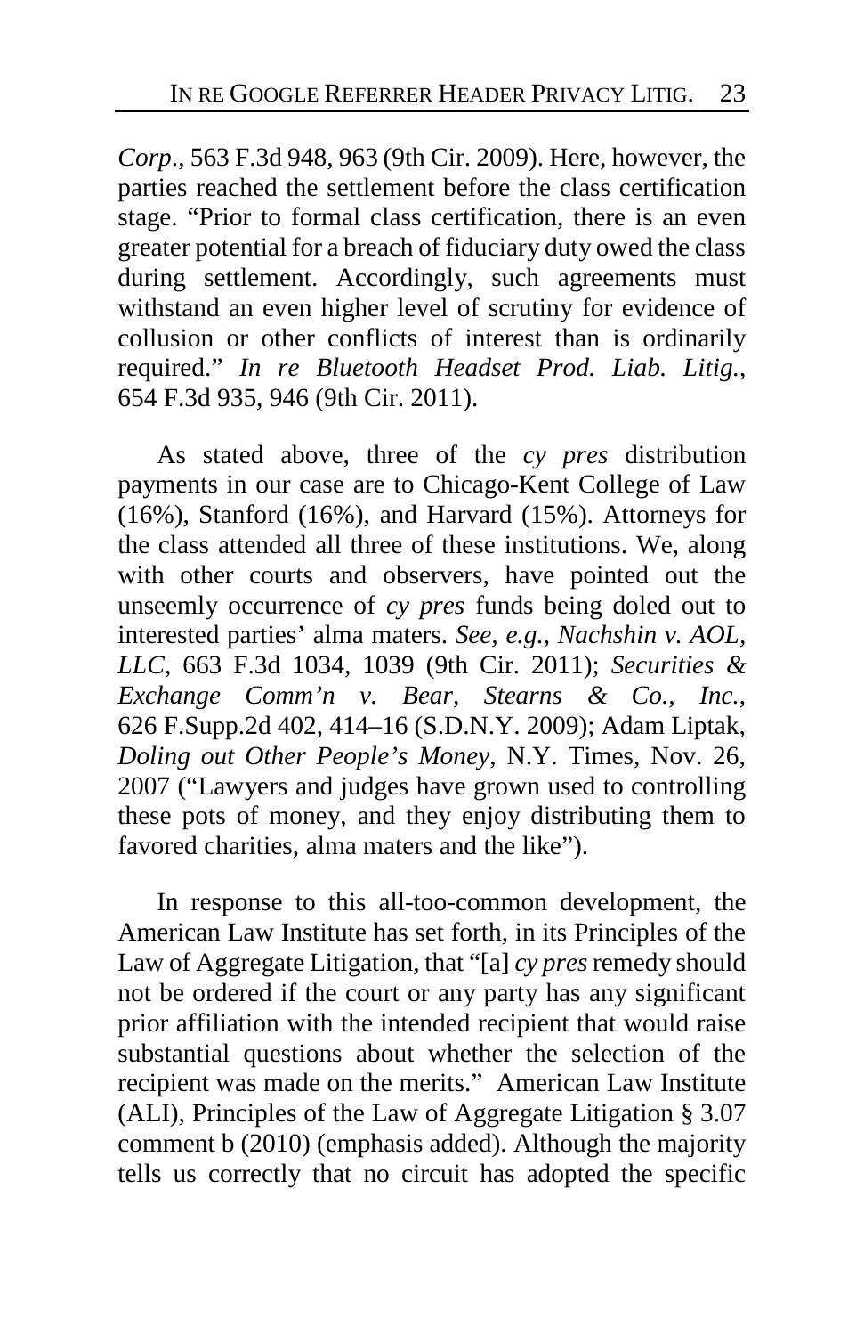*Corp*., 563 F.3d 948, 963 (9th Cir. 2009). Here, however, the parties reached the settlement before the class certification stage. "Prior to formal class certification, there is an even greater potential for a breach of fiduciary duty owed the class during settlement. Accordingly, such agreements must withstand an even higher level of scrutiny for evidence of collusion or other conflicts of interest than is ordinarily required." *In re Bluetooth Headset Prod. Liab. Litig.*, 654 F.3d 935, 946 (9th Cir. 2011).

As stated above, three of the *cy pres* distribution payments in our case are to Chicago-Kent College of Law (16%), Stanford (16%), and Harvard (15%). Attorneys for the class attended all three of these institutions. We, along with other courts and observers, have pointed out the unseemly occurrence of *cy pres* funds being doled out to interested parties' alma maters. *See, e.g.*, *Nachshin v. AOL, LLC*, 663 F.3d 1034, 1039 (9th Cir. 2011); *Securities & Exchange Comm'n v. Bear, Stearns & Co., Inc.*, 626 F.Supp.2d 402, 414–16 (S.D.N.Y. 2009); Adam Liptak, *Doling out Other People's Money*, N.Y. Times, Nov. 26, 2007 ("Lawyers and judges have grown used to controlling these pots of money, and they enjoy distributing them to favored charities, alma maters and the like").

In response to this all-too-common development, the American Law Institute has set forth, in its Principles of the Law of Aggregate Litigation, that "[a] *cy pres* remedy should not be ordered if the court or any party has any significant prior affiliation with the intended recipient that would raise substantial questions about whether the selection of the recipient was made on the merits." American Law Institute (ALI), Principles of the Law of Aggregate Litigation § 3.07 comment b (2010) (emphasis added). Although the majority tells us correctly that no circuit has adopted the specific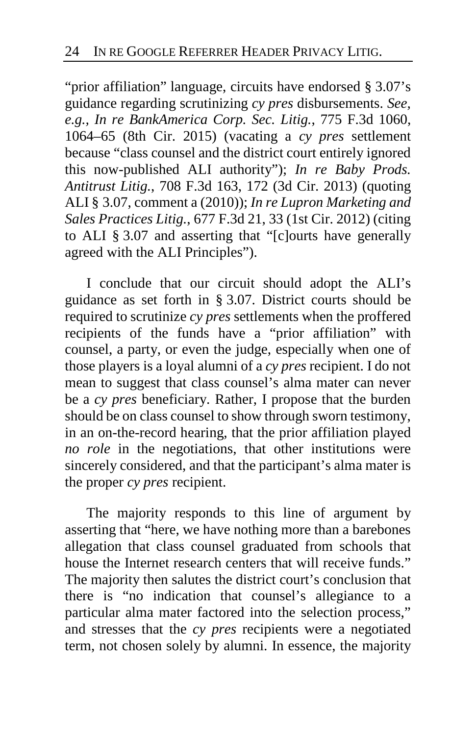"prior affiliation" language, circuits have endorsed § 3.07's guidance regarding scrutinizing *cy pres* disbursements. *See, e.g.*, *In re BankAmerica Corp. Sec. Litig.*, 775 F.3d 1060, 1064–65 (8th Cir. 2015) (vacating a *cy pres* settlement because "class counsel and the district court entirely ignored this now-published ALI authority"); *In re Baby Prods. Antitrust Litig.*, 708 F.3d 163, 172 (3d Cir. 2013) (quoting ALI § 3.07, comment a (2010)); *In re Lupron Marketing and Sales Practices Litig.*, 677 F.3d 21, 33 (1st Cir. 2012) (citing to ALI § 3.07 and asserting that "[c]ourts have generally agreed with the ALI Principles").

I conclude that our circuit should adopt the ALI's guidance as set forth in § 3.07. District courts should be required to scrutinize *cy pres* settlements when the proffered recipients of the funds have a "prior affiliation" with counsel, a party, or even the judge, especially when one of those players is a loyal alumni of a *cy pres* recipient. I do not mean to suggest that class counsel's alma mater can never be a *cy pres* beneficiary. Rather, I propose that the burden should be on class counsel to show through sworn testimony, in an on-the-record hearing, that the prior affiliation played *no role* in the negotiations, that other institutions were sincerely considered, and that the participant's alma mater is the proper *cy pres* recipient.

The majority responds to this line of argument by asserting that "here, we have nothing more than a barebones allegation that class counsel graduated from schools that house the Internet research centers that will receive funds." The majority then salutes the district court's conclusion that there is "no indication that counsel's allegiance to a particular alma mater factored into the selection process," and stresses that the *cy pres* recipients were a negotiated term, not chosen solely by alumni. In essence, the majority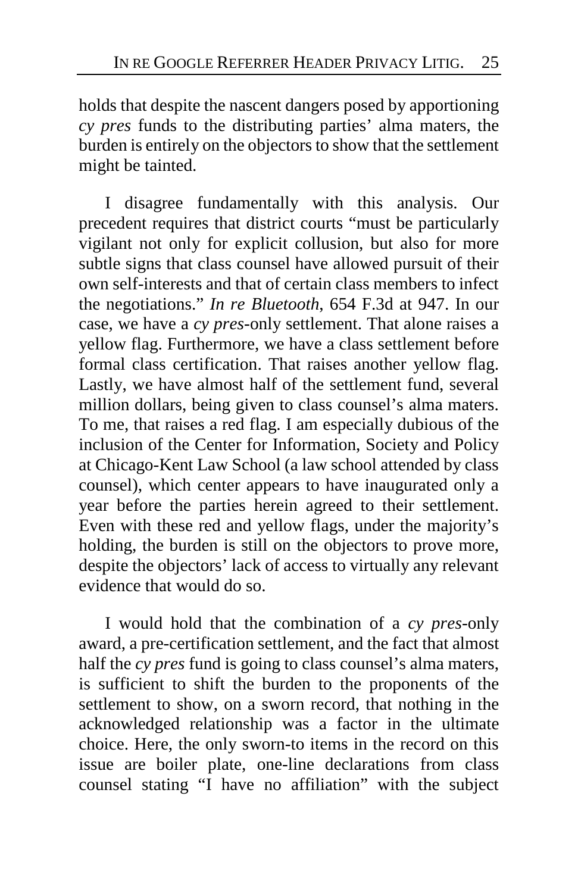holds that despite the nascent dangers posed by apportioning *cy pres* funds to the distributing parties' alma maters, the burden is entirely on the objectors to show that the settlement might be tainted.

I disagree fundamentally with this analysis. Our precedent requires that district courts "must be particularly vigilant not only for explicit collusion, but also for more subtle signs that class counsel have allowed pursuit of their own self-interests and that of certain class members to infect the negotiations." *In re Bluetooth*, 654 F.3d at 947. In our case, we have a *cy pres*-only settlement. That alone raises a yellow flag. Furthermore, we have a class settlement before formal class certification. That raises another yellow flag. Lastly, we have almost half of the settlement fund, several million dollars, being given to class counsel's alma maters. To me, that raises a red flag. I am especially dubious of the inclusion of the Center for Information, Society and Policy at Chicago-Kent Law School (a law school attended by class counsel), which center appears to have inaugurated only a year before the parties herein agreed to their settlement. Even with these red and yellow flags, under the majority's holding, the burden is still on the objectors to prove more, despite the objectors' lack of access to virtually any relevant evidence that would do so.

I would hold that the combination of a *cy pres*-only award, a pre-certification settlement, and the fact that almost half the *cy pres* fund is going to class counsel's alma maters, is sufficient to shift the burden to the proponents of the settlement to show, on a sworn record, that nothing in the acknowledged relationship was a factor in the ultimate choice. Here, the only sworn-to items in the record on this issue are boiler plate, one-line declarations from class counsel stating "I have no affiliation" with the subject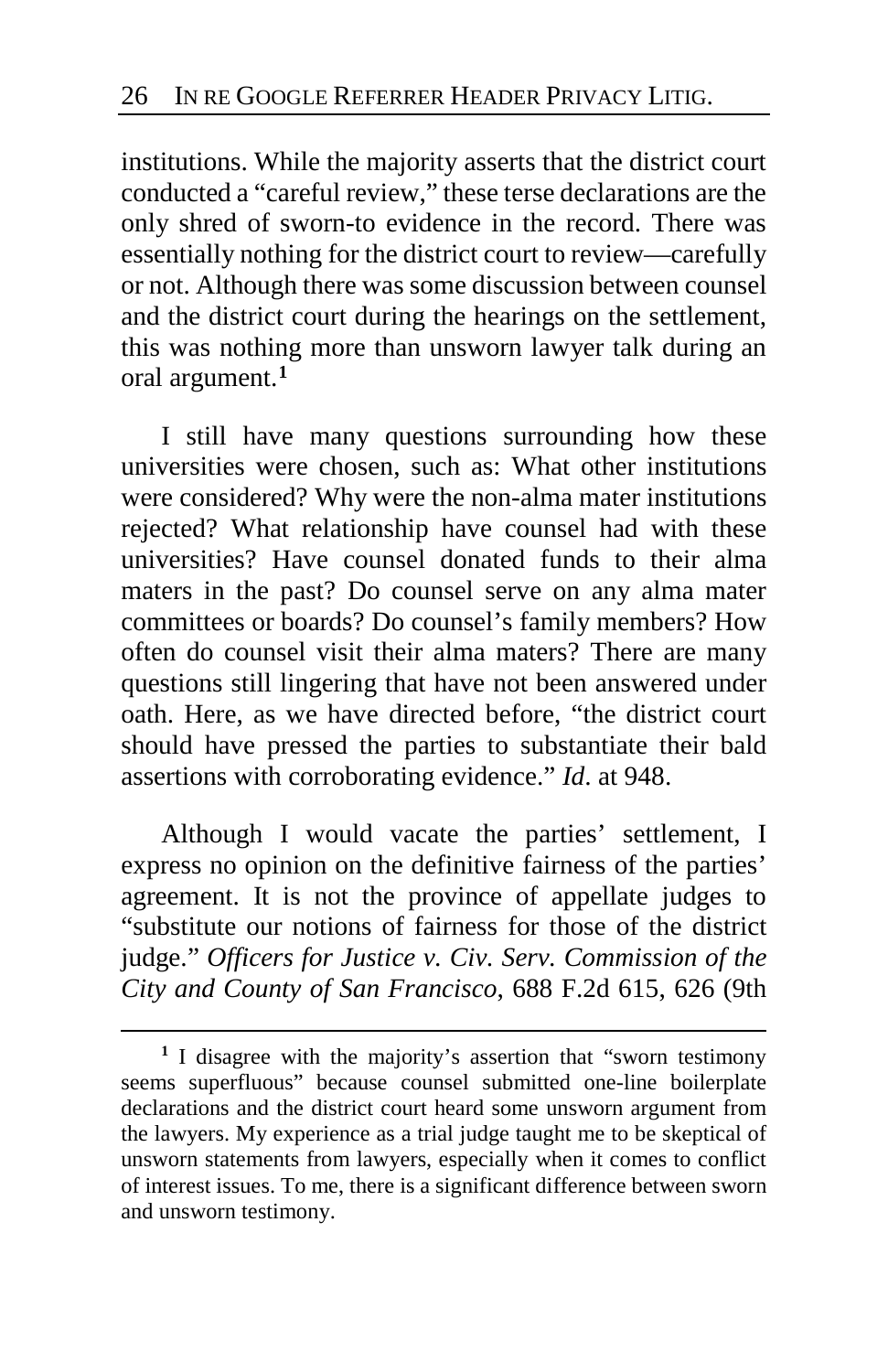institutions. While the majority asserts that the district court conducted a "careful review," these terse declarations are the only shred of sworn-to evidence in the record. There was essentially nothing for the district court to review—carefully or not. Although there was some discussion between counsel and the district court during the hearings on the settlement, this was nothing more than unsworn lawyer talk during an oral argument.[1]

I still have many questions surrounding how these universities were chosen, such as: What other institutions were considered? Why were the non-alma mater institutions rejected? What relationship have counsel had with these universities? Have counsel donated funds to their alma maters in the past? Do counsel serve on any alma mater committees or boards? Do counsel's family members? How often do counsel visit their alma maters? There are many questions still lingering that have not been answered under oath. Here, as we have directed before, "the district court should have pressed the parties to substantiate their bald assertions with corroborating evidence." *Id*. at 948.

Although I would vacate the parties' settlement, I express no opinion on the definitive fairness of the parties' agreement. It is not the province of appellate judges to "substitute our notions of fairness for those of the district judge." *Officers for Justice v. Civ. Serv. Commission of the City and County of San Francisco*, 688 F.2d 615, 626 (9th

---

[1] I disagree with the majority's assertion that "sworn testimony seems superfluous" because counsel submitted one-line boilerplate declarations and the district court heard some unsworn argument from the lawyers. My experience as a trial judge taught me to be skeptical of unsworn statements from lawyers, especially when it comes to conflict of interest issues. To me, there is a significant difference between sworn and unsworn testimony.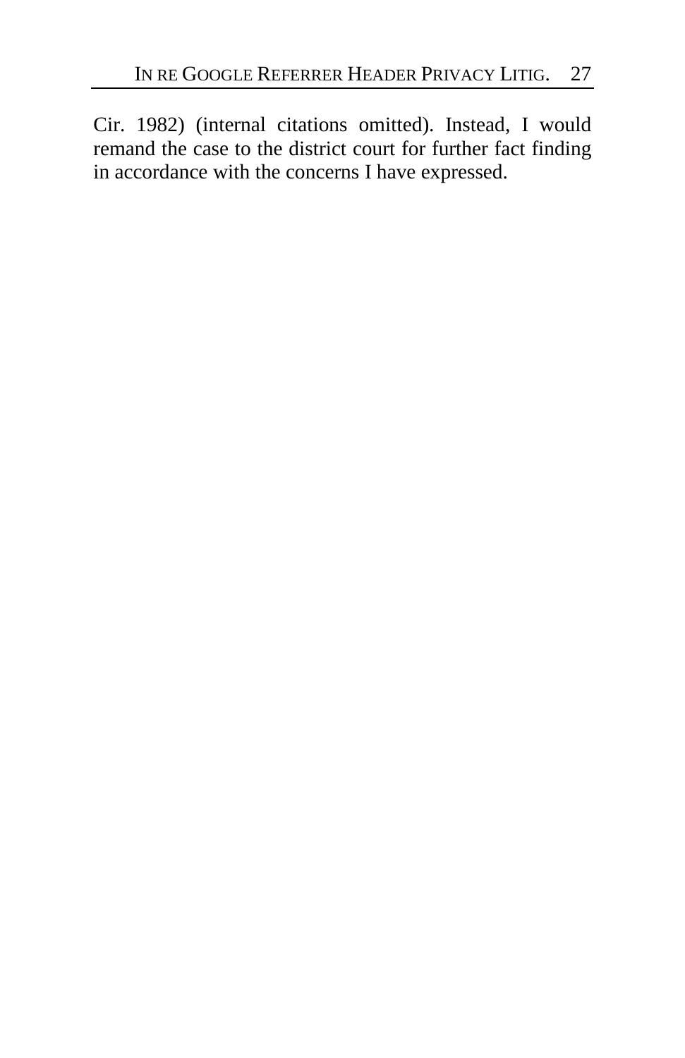Cir. 1982) (internal citations omitted). Instead, I would remand the case to the district court for further fact finding in accordance with the concerns I have expressed.